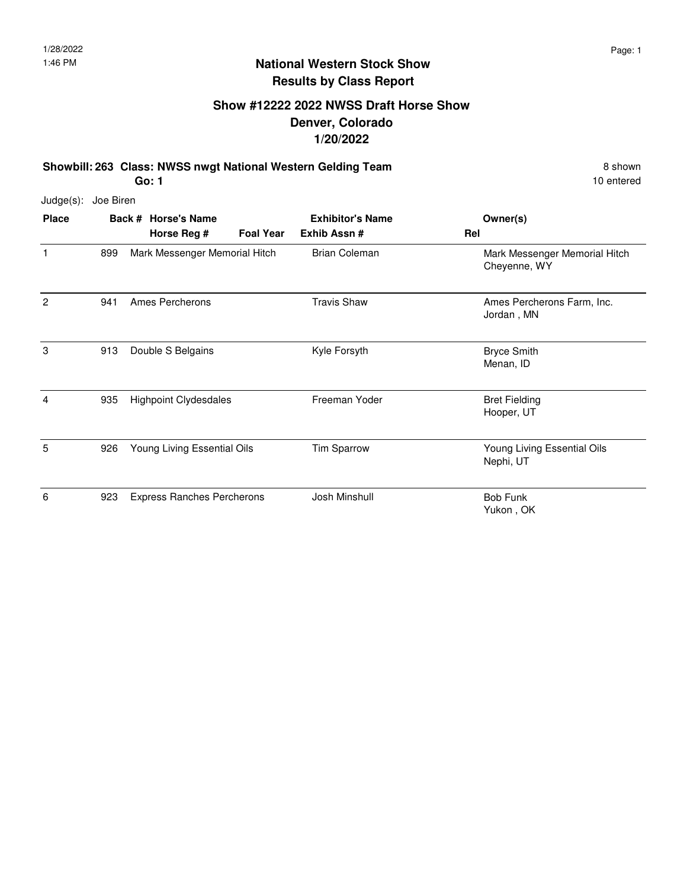# National Western Stock Show
## Results by Class Report

### Show #12222 2022 NWSS Draft Horse Show
### Denver, Colorado
### 1/20/2022

**Showbill: 263 Class: NWSS nwgt National Western Gelding Team** — 8 shown, 10 entered

**Go: 1**

Judge(s): Joe Biren

| Place | Back # | Horse's Name / Horse Reg # | Foal Year | Exhibitor's Name / Exhib Assn # | Rel | Owner(s) |
|---|---|---|---|---|---|---|
| 1 | 899 | Mark Messenger Memorial Hitch | | Brian Coleman | | Mark Messenger Memorial Hitch<br>Cheyenne, WY |
| 2 | 941 | Ames Percherons | | Travis Shaw | | Ames Percherons Farm, Inc.<br>Jordan , MN |
| 3 | 913 | Double S Belgains | | Kyle Forsyth | | Bryce Smith<br>Menan, ID |
| 4 | 935 | Highpoint Clydesdales | | Freeman Yoder | | Bret Fielding<br>Hooper, UT |
| 5 | 926 | Young Living Essential Oils | | Tim Sparrow | | Young Living Essential Oils<br>Nephi, UT |
| 6 | 923 | Express Ranches Percherons | | Josh Minshull | | Bob Funk<br>Yukon , OK |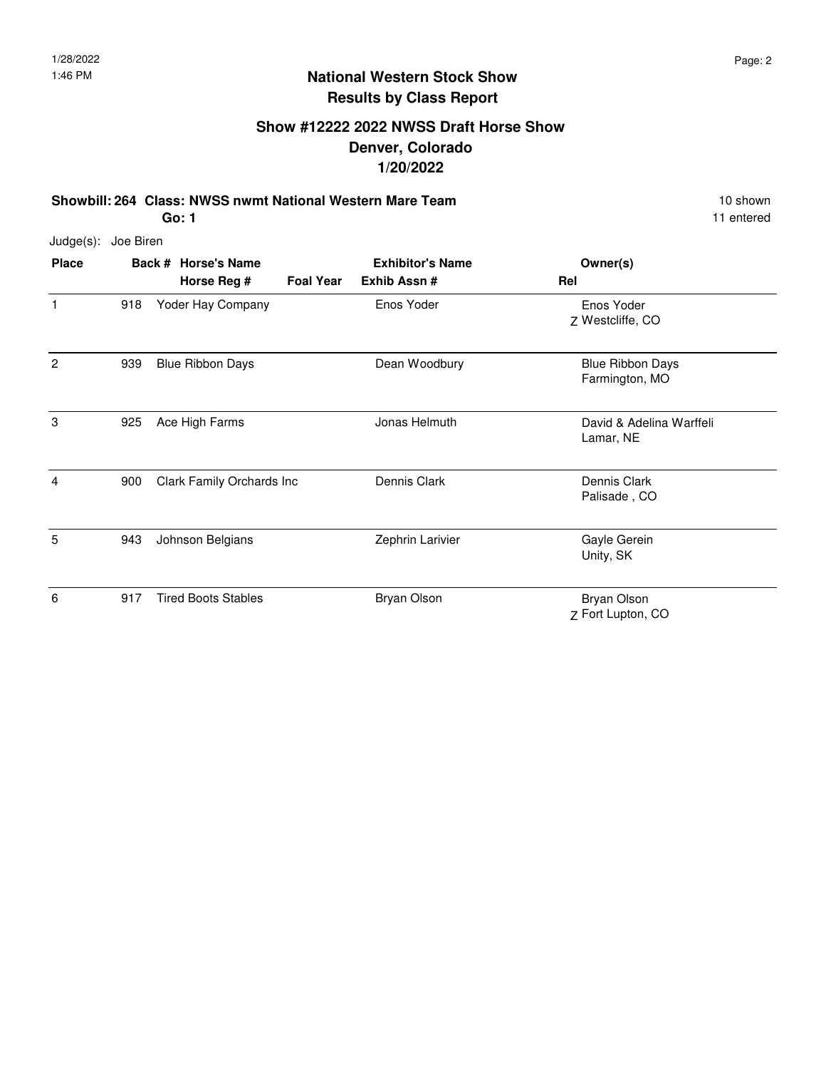## National Western Stock Show
## Results by Class Report

### Show #12222 2022 NWSS Draft Horse Show
### Denver, Colorado
### 1/20/2022

**Showbill: 264 Class: NWSS nwmt National Western Mare Team** 10 shown
**Go: 1** 11 entered

Judge(s): Joe Biren

| Place | Back # | Horse's Name / Horse Reg # | Foal Year | Exhibitor's Name / Exhib Assn # | Rel | Owner(s) |
|---|---|---|---|---|---|---|
| 1 | 918 | Yoder Hay Company | | Enos Yoder | Z | Enos Yoder<br>Westcliffe, CO |
| 2 | 939 | Blue Ribbon Days | | Dean Woodbury | | Blue Ribbon Days<br>Farmington, MO |
| 3 | 925 | Ace High Farms | | Jonas Helmuth | | David & Adelina Warffeli<br>Lamar, NE |
| 4 | 900 | Clark Family Orchards Inc | | Dennis Clark | | Dennis Clark<br>Palisade , CO |
| 5 | 943 | Johnson Belgians | | Zephrin Larivier | | Gayle Gerein<br>Unity, SK |
| 6 | 917 | Tired Boots Stables | | Bryan Olson | Z | Bryan Olson<br>Fort Lupton, CO |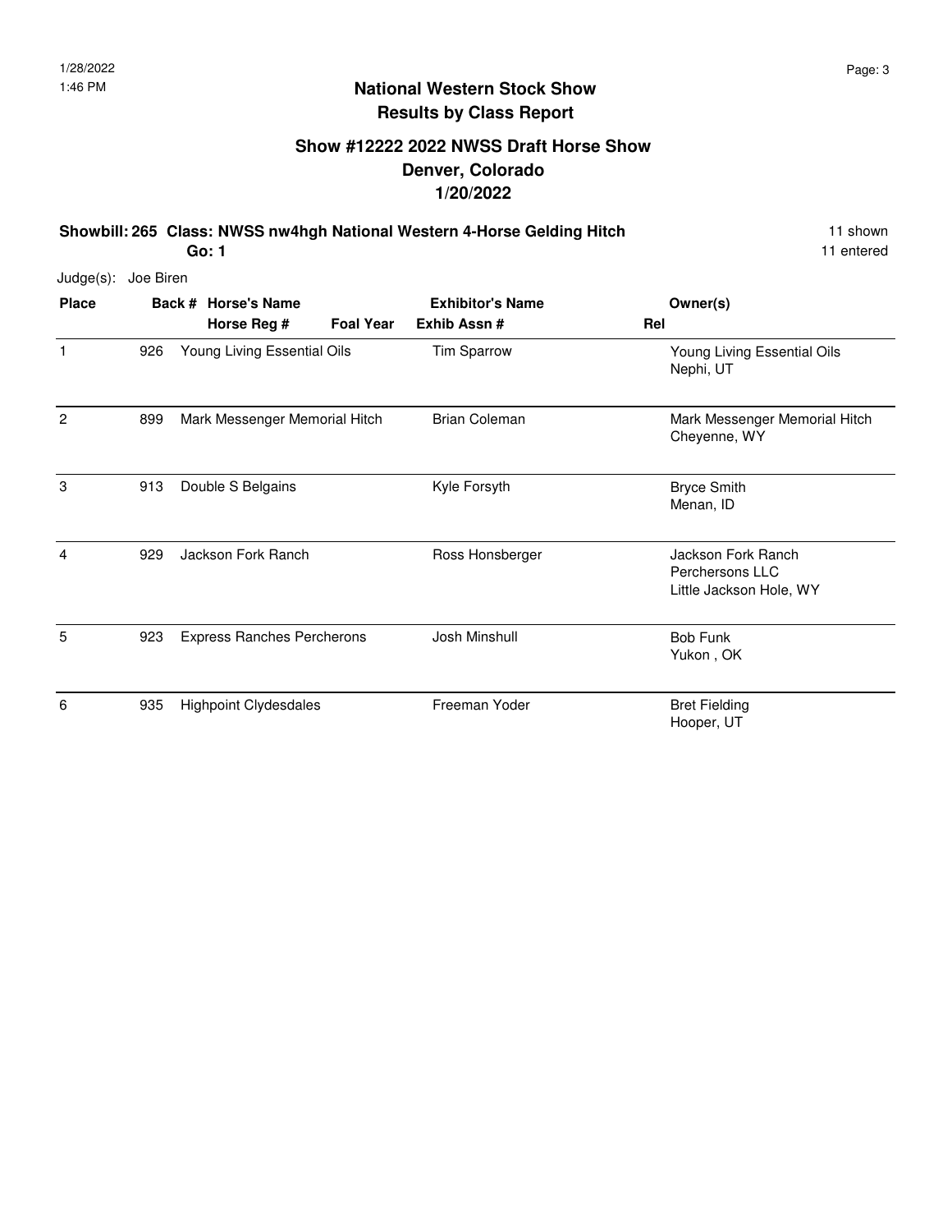# National Western Stock Show
## Results by Class Report

### Show #12222 2022 NWSS Draft Horse Show
### Denver, Colorado
### 1/20/2022

**Showbill: 265 Class: NWSS nw4hgh National Western 4-Horse Gelding Hitch** 11 shown
**Go: 1** 11 entered

Judge(s): Joe Biren

| Place | Back # | Horse's Name / Horse Reg # | Foal Year | Exhibitor's Name / Exhib Assn # | Rel | Owner(s) |
|---|---|---|---|---|---|---|
| 1 | 926 | Young Living Essential Oils | | Tim Sparrow | | Young Living Essential Oils<br>Nephi, UT |
| 2 | 899 | Mark Messenger Memorial Hitch | | Brian Coleman | | Mark Messenger Memorial Hitch<br>Cheyenne, WY |
| 3 | 913 | Double S Belgains | | Kyle Forsyth | | Bryce Smith<br>Menan, ID |
| 4 | 929 | Jackson Fork Ranch | | Ross Honsberger | | Jackson Fork Ranch Perchersons LLC<br>Little Jackson Hole, WY |
| 5 | 923 | Express Ranches Percherons | | Josh Minshull | | Bob Funk<br>Yukon , OK |
| 6 | 935 | Highpoint Clydesdales | | Freeman Yoder | | Bret Fielding<br>Hooper, UT |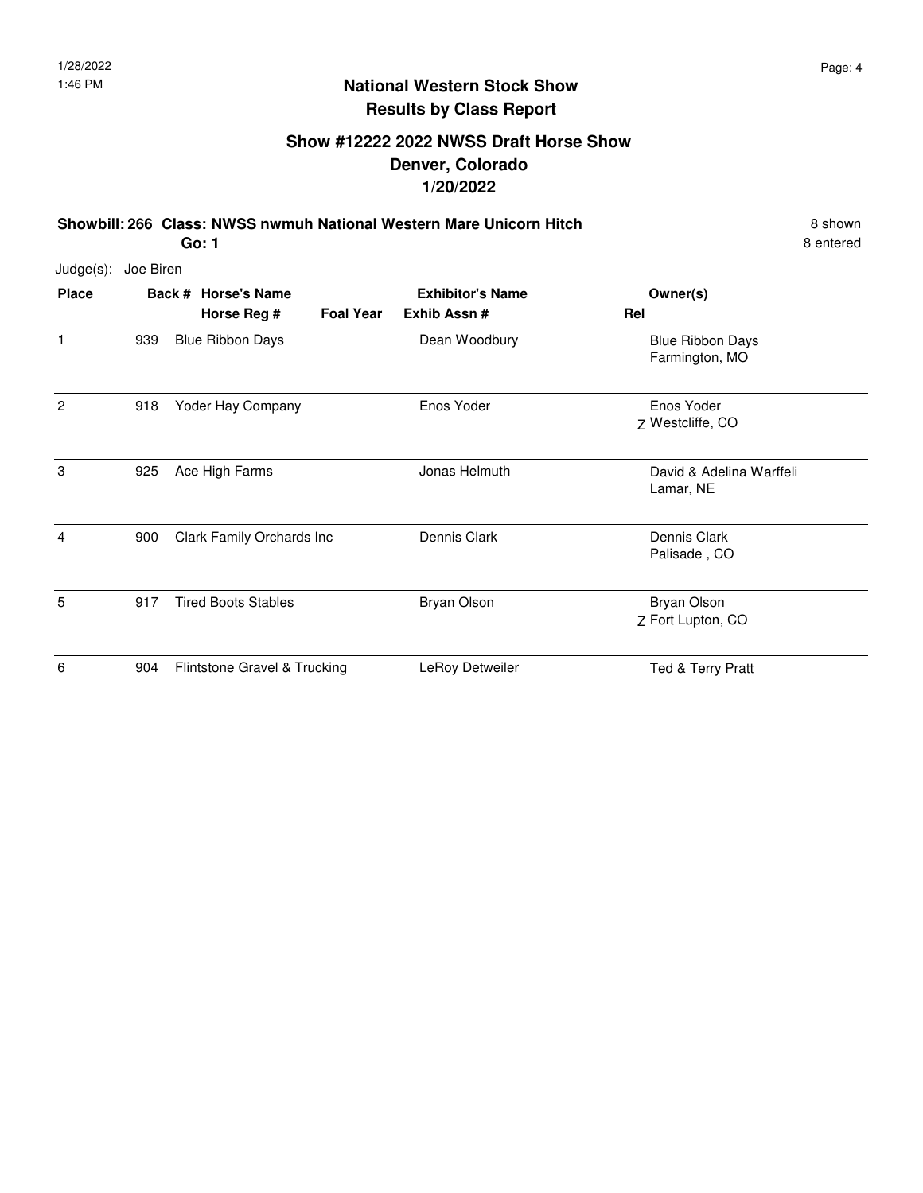## National Western Stock Show
## Results by Class Report

### Show #12222 2022 NWSS Draft Horse Show
### Denver, Colorado
### 1/20/2022

**Showbill: 266 Class: NWSS nwmuh National Western Mare Unicorn Hitch** — 8 shown

**Go: 1** — 8 entered

Judge(s): Joe Biren

| Place | Back # | Horse's Name / Horse Reg # | Foal Year | Exhibitor's Name / Exhib Assn # | Rel | Owner(s) |
|---|---|---|---|---|---|---|
| 1 | 939 | Blue Ribbon Days | | Dean Woodbury | | Blue Ribbon Days<br>Farmington, MO |
| 2 | 918 | Yoder Hay Company | | Enos Yoder | Z | Enos Yoder<br>Westcliffe, CO |
| 3 | 925 | Ace High Farms | | Jonas Helmuth | | David & Adelina Warffeli<br>Lamar, NE |
| 4 | 900 | Clark Family Orchards Inc | | Dennis Clark | | Dennis Clark<br>Palisade , CO |
| 5 | 917 | Tired Boots Stables | | Bryan Olson | Z | Bryan Olson<br>Fort Lupton, CO |
| 6 | 904 | Flintstone Gravel & Trucking | | LeRoy Detweiler | | Ted & Terry Pratt |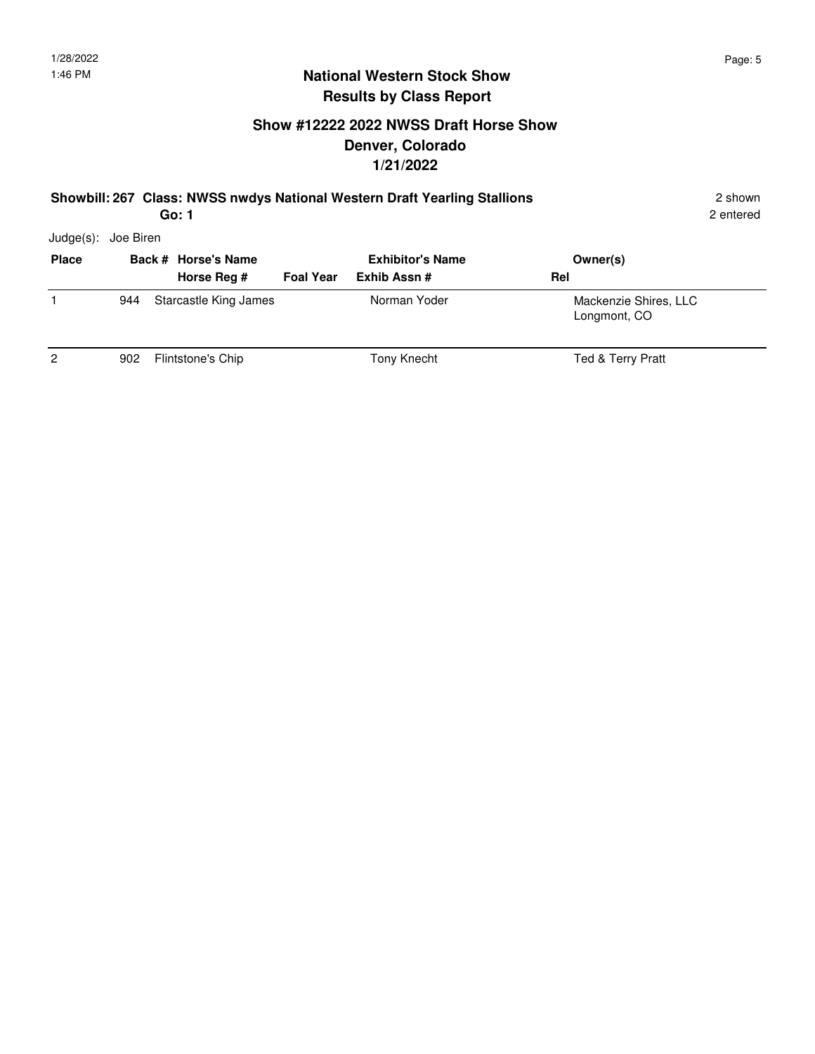# National Western Stock Show

## Results by Class Report

### Show #12222 2022 NWSS Draft Horse Show

### Denver, Colorado

### 1/21/2022

**Showbill: 267 Class: NWSS nwdys National Western Draft Yearling Stallions** 2 shown

**Go: 1** 2 entered

Judge(s): Joe Biren

| Place | Back # | Horse's Name / Horse Reg # | Foal Year | Exhibitor's Name / Exhib Assn # | Rel | Owner(s) |
|---|---|---|---|---|---|---|
| 1 | 944 | Starcastle King James | | Norman Yoder | | Mackenzie Shires, LLC<br>Longmont, CO |
| 2 | 902 | Flintstone's Chip | | Tony Knecht | | Ted & Terry Pratt |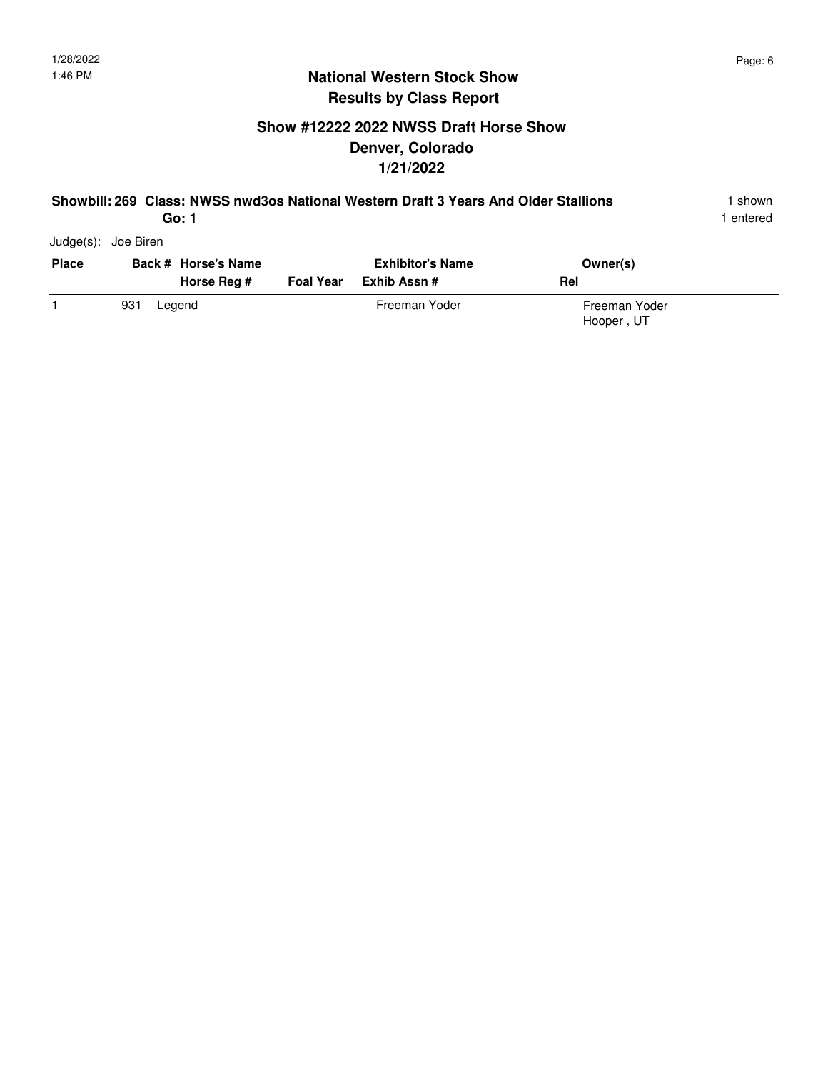## National Western Stock Show
## Results by Class Report

### Show #12222 2022 NWSS Draft Horse Show
### Denver, Colorado
### 1/21/2022

**Showbill: 269 Class: NWSS nwd3os National Western Draft 3 Years And Older Stallions** 1 shown
**Go: 1** 1 entered

Judge(s): Joe Biren

| Place | Back # | Horse's Name / Horse Reg # | Foal Year | Exhibitor's Name / Exhib Assn # | Rel | Owner(s) |
|---|---|---|---|---|---|---|
| 1 | 931 | Legend | | Freeman Yoder | | Freeman Yoder<br>Hooper , UT |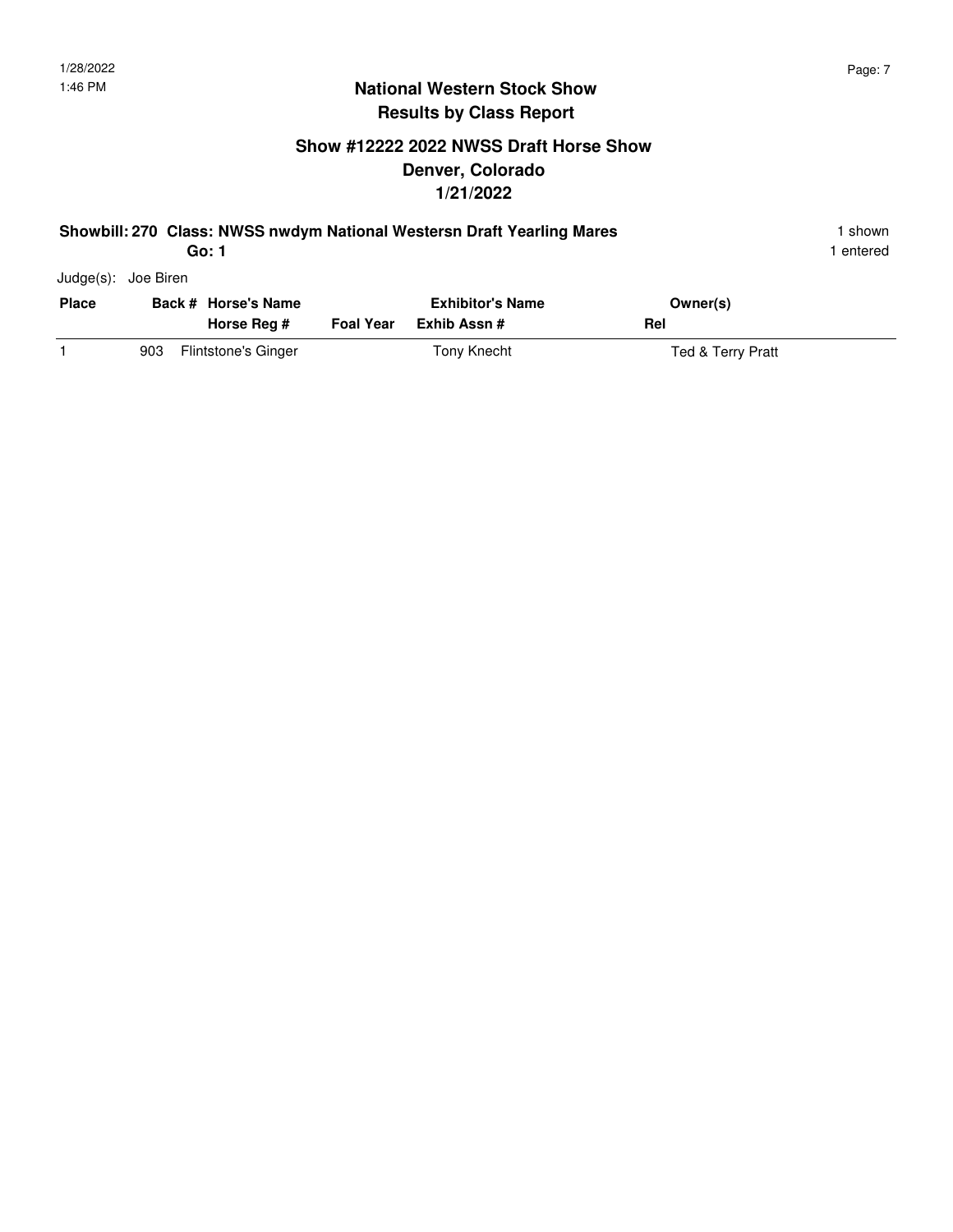# National Western Stock Show
## Results by Class Report

### Show #12222 2022 NWSS Draft Horse Show
### Denver, Colorado
### 1/21/2022

**Showbill: 270 Class: NWSS nwdym National Westersn Draft Yearling Mares** — 1 shown

**Go: 1** — 1 entered

Judge(s): Joe Biren

| Place | Back # | Horse's Name / Horse Reg # | Foal Year | Exhibitor's Name / Exhib Assn # | Owner(s) / Rel |
|---|---|---|---|---|---|
| 1 | 903 | Flintstone's Ginger | | Tony Knecht | Ted & Terry Pratt |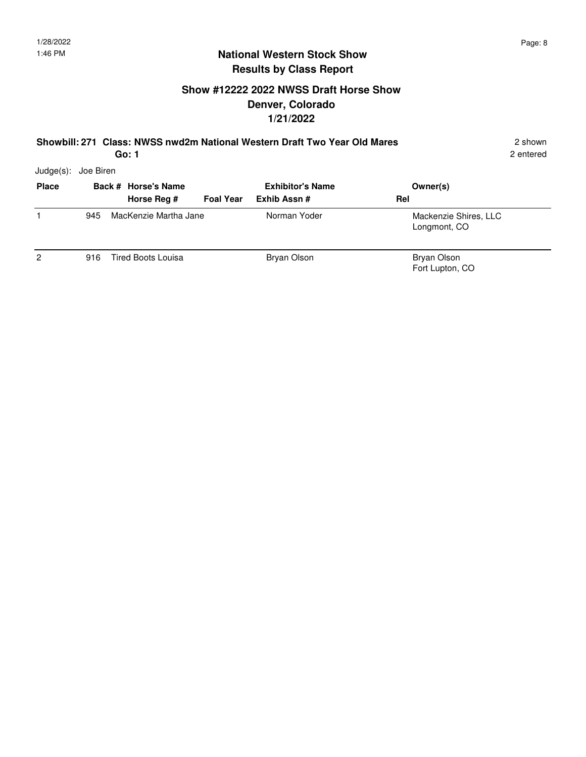## National Western Stock Show
## Results by Class Report

### Show #12222 2022 NWSS Draft Horse Show
### Denver, Colorado
### 1/21/2022

**Showbill: 271 Class: NWSS nwd2m National Western Draft Two Year Old Mares** 2 shown

**Go: 1** 2 entered

Judge(s): Joe Biren

| Place | Back # | Horse's Name / Horse Reg # | Foal Year | Exhibitor's Name / Exhib Assn # | Rel | Owner(s) |
|---|---|---|---|---|---|---|
| 1 | 945 | MacKenzie Martha Jane | | Norman Yoder | | Mackenzie Shires, LLC<br>Longmont, CO |
| 2 | 916 | Tired Boots Louisa | | Bryan Olson | | Bryan Olson<br>Fort Lupton, CO |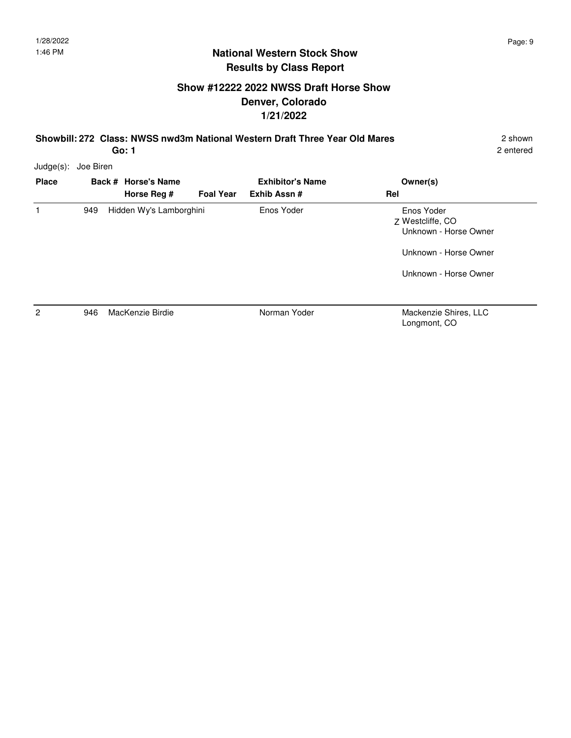## National Western Stock Show
## Results by Class Report

### Show #12222 2022 NWSS Draft Horse Show
### Denver, Colorado
### 1/21/2022

**Showbill: 272 Class: NWSS nwd3m National Western Draft Three Year Old Mares** 2 shown
**Go: 1** 2 entered

Judge(s): Joe Biren

| Place | Back # | Horse's Name / Horse Reg # | Foal Year | Exhibitor's Name / Exhib Assn # | Rel | Owner(s) |
|---|---|---|---|---|---|---|
| 1 | 949 | Hidden Wy's Lamborghini | | Enos Yoder | Z | Enos Yoder<br>Westcliffe, CO<br>Unknown - Horse Owner<br><br>Unknown - Horse Owner<br><br>Unknown - Horse Owner |
| 2 | 946 | MacKenzie Birdie | | Norman Yoder | | Mackenzie Shires, LLC<br>Longmont, CO |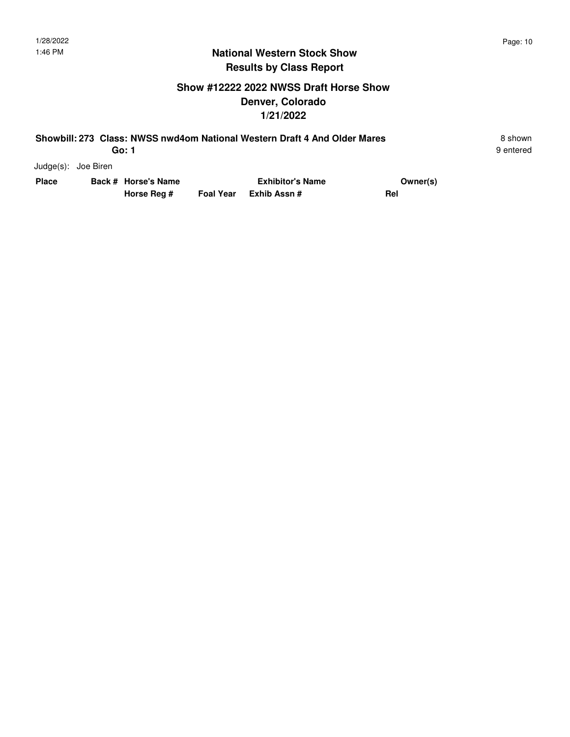## National Western Stock Show
## Results by Class Report

### Show #12222 2022 NWSS Draft Horse Show
### Denver, Colorado
### 1/21/2022

**Showbill: 273 Class: NWSS nwd4om National Western Draft 4 And Older Mares** — 8 shown

**Go: 1** — 9 entered

Judge(s): Joe Biren

| Place | Back # | Horse's Name / Horse Reg # | Foal Year | Exhibitor's Name / Exhib Assn # | Owner(s) / Rel |
|---|---|---|---|---|---|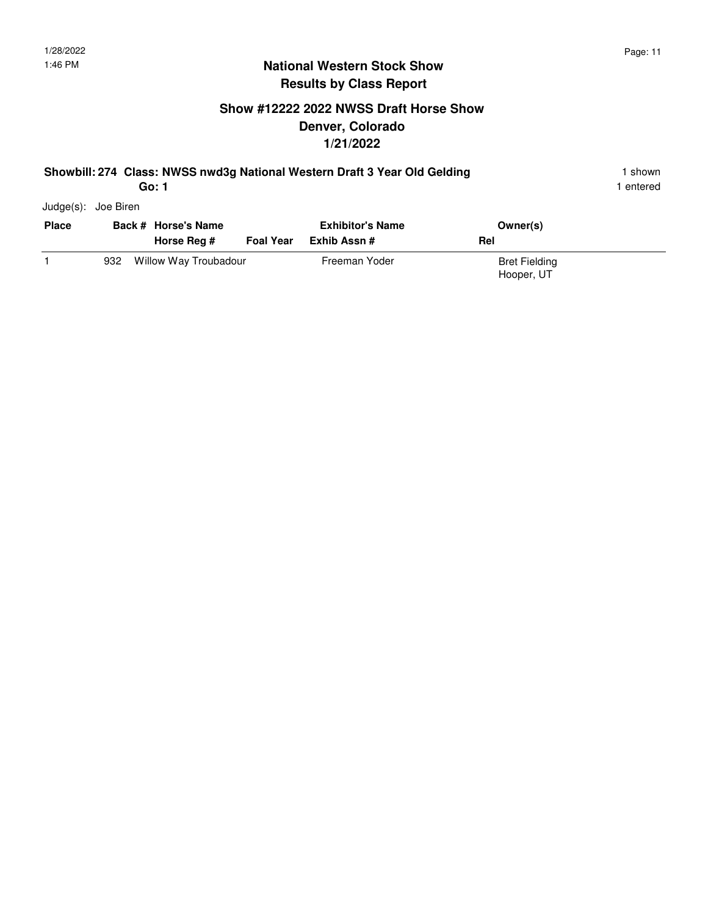## National Western Stock Show
## Results by Class Report

### Show #12222 2022 NWSS Draft Horse Show
### Denver, Colorado
### 1/21/2022

**Showbill: 274 Class: NWSS nwd3g National Western Draft 3 Year Old Gelding** — 1 shown

**Go: 1** — 1 entered

Judge(s): Joe Biren

| Place | Back # | Horse's Name / Horse Reg # | Foal Year | Exhibitor's Name / Exhib Assn # | Rel | Owner(s) |
|---|---|---|---|---|---|---|
| 1 | 932 | Willow Way Troubadour | | Freeman Yoder | | Bret Fielding<br>Hooper, UT |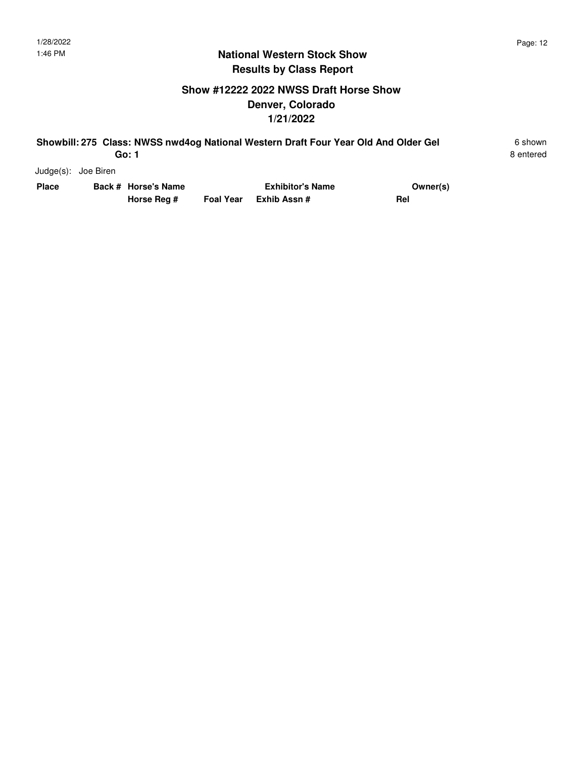## National Western Stock Show
## Results by Class Report

### Show #12222 2022 NWSS Draft Horse Show
### Denver, Colorado
### 1/21/2022

**Showbill: 275 Class: NWSS nwd4og National Western Draft Four Year Old And Older Gel** — 6 shown

**Go: 1** — 8 entered

Judge(s): Joe Biren

| Place | Back # | Horse's Name / Horse Reg # | Foal Year | Exhibitor's Name / Exhib Assn # | Owner(s) / Rel |
|---|---|---|---|---|---|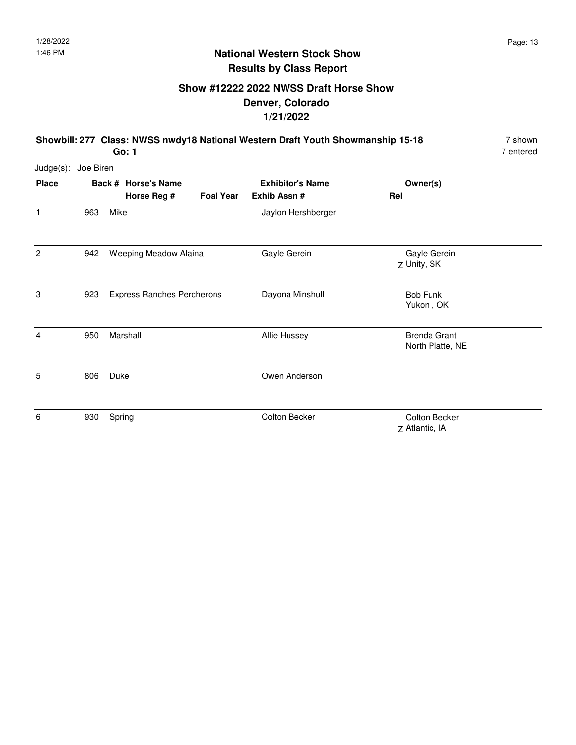# National Western Stock Show
## Results by Class Report

### Show #12222 2022 NWSS Draft Horse Show
### Denver, Colorado
### 1/21/2022

**Showbill: 277 Class: NWSS nwdy18 National Western Draft Youth Showmanship 15-18** — 7 shown, 7 entered

**Go: 1**

Judge(s): Joe Biren

| Place | Back # | Horse's Name / Horse Reg # | Foal Year | Exhibitor's Name / Exhib Assn # | Rel | Owner(s) |
|---|---|---|---|---|---|---|
| 1 | 963 | Mike | | Jaylon Hershberger | | |
| 2 | 942 | Weeping Meadow Alaina | | Gayle Gerein | Z | Gayle Gerein<br>Unity, SK |
| 3 | 923 | Express Ranches Percherons | | Dayona Minshull | | Bob Funk<br>Yukon , OK |
| 4 | 950 | Marshall | | Allie Hussey | | Brenda Grant<br>North Platte, NE |
| 5 | 806 | Duke | | Owen Anderson | | |
| 6 | 930 | Spring | | Colton Becker | Z | Colton Becker<br>Atlantic, IA |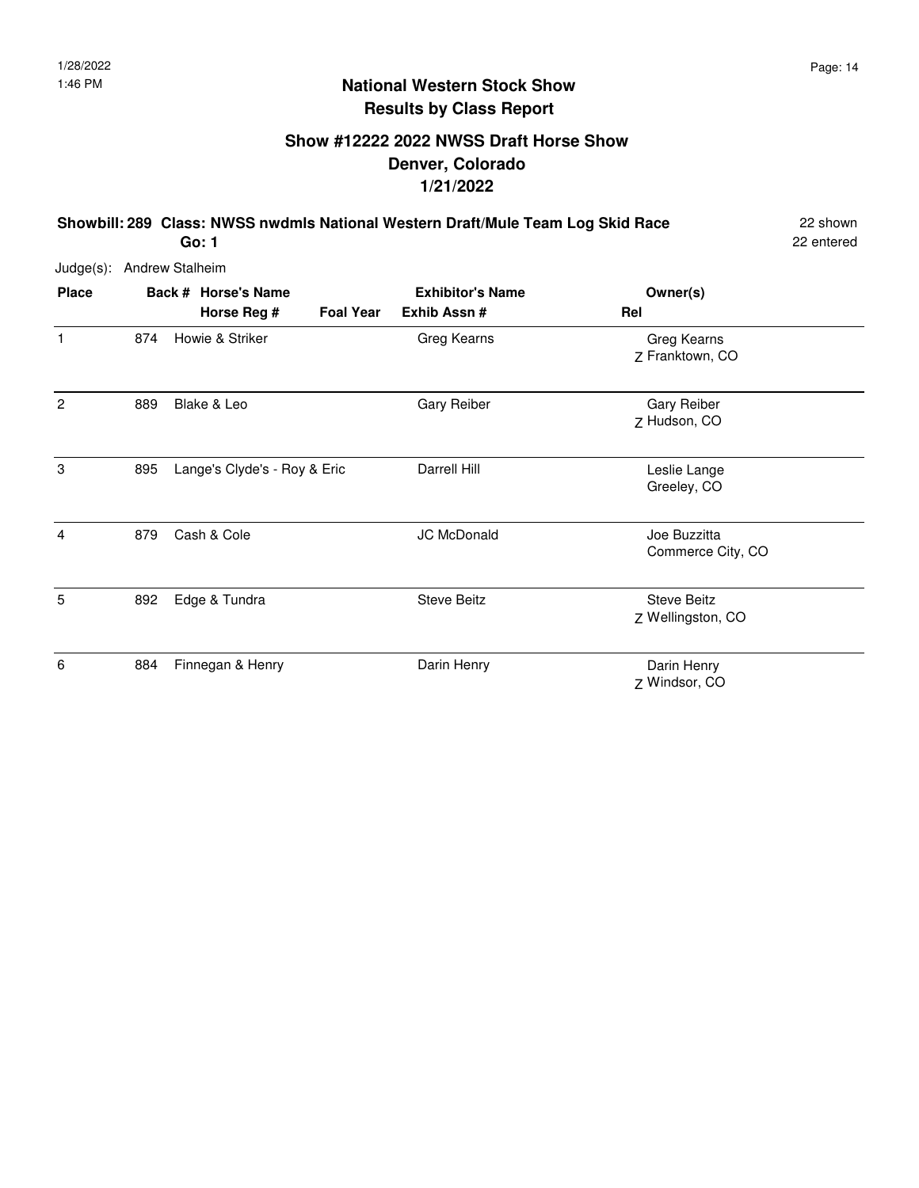# National Western Stock Show
## Results by Class Report

### Show #12222 2022 NWSS Draft Horse Show
### Denver, Colorado
### 1/21/2022

**Showbill: 289 Class: NWSS nwdmls National Western Draft/Mule Team Log Skid Race** 22 shown
**Go: 1** 22 entered

Judge(s): Andrew Stalheim

| Place | Back # | Horse's Name / Horse Reg # | Foal Year | Exhibitor's Name / Exhib Assn # | Rel | Owner(s) |
|---|---|---|---|---|---|---|
| 1 | 874 | Howie & Striker | | Greg Kearns | Z | Greg Kearns, Franktown, CO |
| 2 | 889 | Blake & Leo | | Gary Reiber | Z | Gary Reiber, Hudson, CO |
| 3 | 895 | Lange's Clyde's - Roy & Eric | | Darrell Hill | | Leslie Lange, Greeley, CO |
| 4 | 879 | Cash & Cole | | JC McDonald | | Joe Buzzitta, Commerce City, CO |
| 5 | 892 | Edge & Tundra | | Steve Beitz | Z | Steve Beitz, Wellingston, CO |
| 6 | 884 | Finnegan & Henry | | Darin Henry | Z | Darin Henry, Windsor, CO |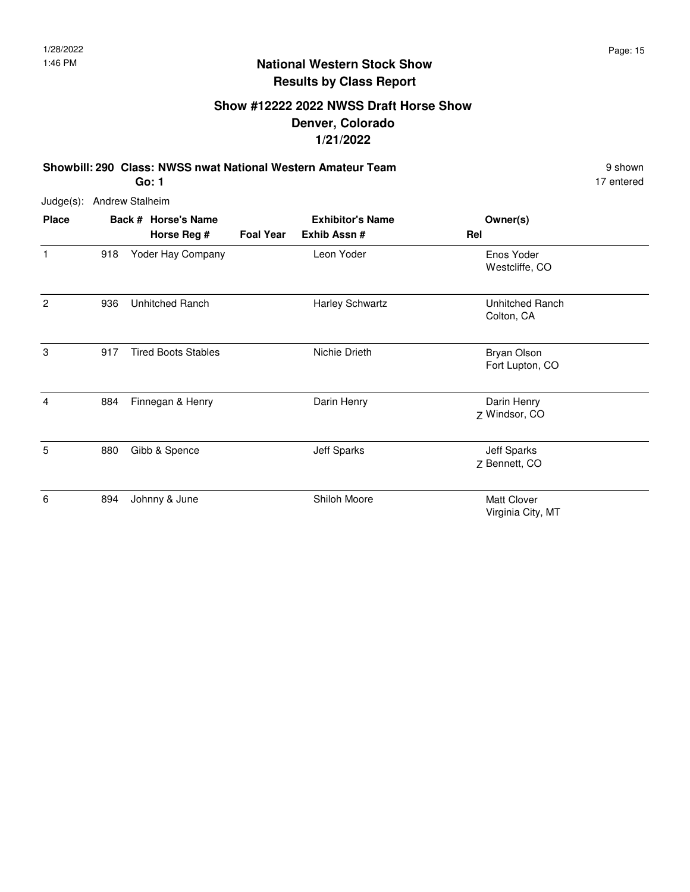# National Western Stock Show
## Results by Class Report

### Show #12222 2022 NWSS Draft Horse Show
### Denver, Colorado
### 1/21/2022

**Showbill: 290 Class: NWSS nwat National Western Amateur Team** 9 shown

**Go: 1** 17 entered

Judge(s): Andrew Stalheim

| Place | Back # | Horse's Name / Horse Reg # | Foal Year | Exhibitor's Name / Exhib Assn # | Rel | Owner(s) |
|---|---|---|---|---|---|---|
| 1 | 918 | Yoder Hay Company | | Leon Yoder | | Enos Yoder<br>Westcliffe, CO |
| 2 | 936 | Unhitched Ranch | | Harley Schwartz | | Unhitched Ranch<br>Colton, CA |
| 3 | 917 | Tired Boots Stables | | Nichie Drieth | | Bryan Olson<br>Fort Lupton, CO |
| 4 | 884 | Finnegan & Henry | | Darin Henry | Z | Darin Henry<br>Windsor, CO |
| 5 | 880 | Gibb & Spence | | Jeff Sparks | Z | Jeff Sparks<br>Bennett, CO |
| 6 | 894 | Johnny & June | | Shiloh Moore | | Matt Clover<br>Virginia City, MT |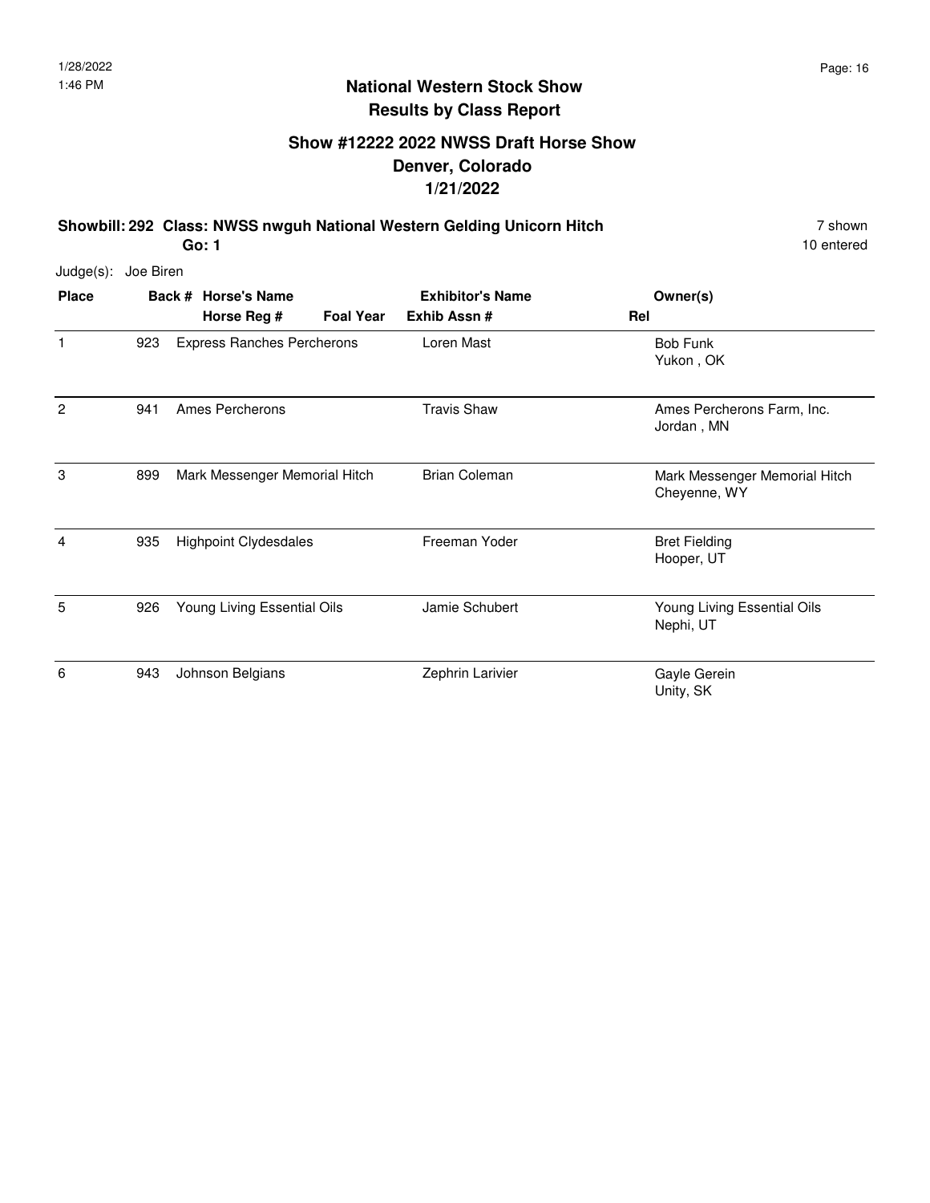# National Western Stock Show
## Results by Class Report

### Show #12222 2022 NWSS Draft Horse Show
### Denver, Colorado
### 1/21/2022

**Showbill: 292 Class: NWSS nwguh National Western Gelding Unicorn Hitch** — 7 shown

**Go: 1** — 10 entered

Judge(s): Joe Biren

| Place | Back # | Horse's Name / Horse Reg # / Foal Year | Exhibitor's Name / Exhib Assn # | Rel | Owner(s) |
|---|---|---|---|---|---|
| 1 | 923 | Express Ranches Percherons | Loren Mast | | Bob Funk<br>Yukon , OK |
| 2 | 941 | Ames Percherons | Travis Shaw | | Ames Percherons Farm, Inc.<br>Jordan , MN |
| 3 | 899 | Mark Messenger Memorial Hitch | Brian Coleman | | Mark Messenger Memorial Hitch<br>Cheyenne, WY |
| 4 | 935 | Highpoint Clydesdales | Freeman Yoder | | Bret Fielding<br>Hooper, UT |
| 5 | 926 | Young Living Essential Oils | Jamie Schubert | | Young Living Essential Oils<br>Nephi, UT |
| 6 | 943 | Johnson Belgians | Zephrin Larivier | | Gayle Gerein<br>Unity, SK |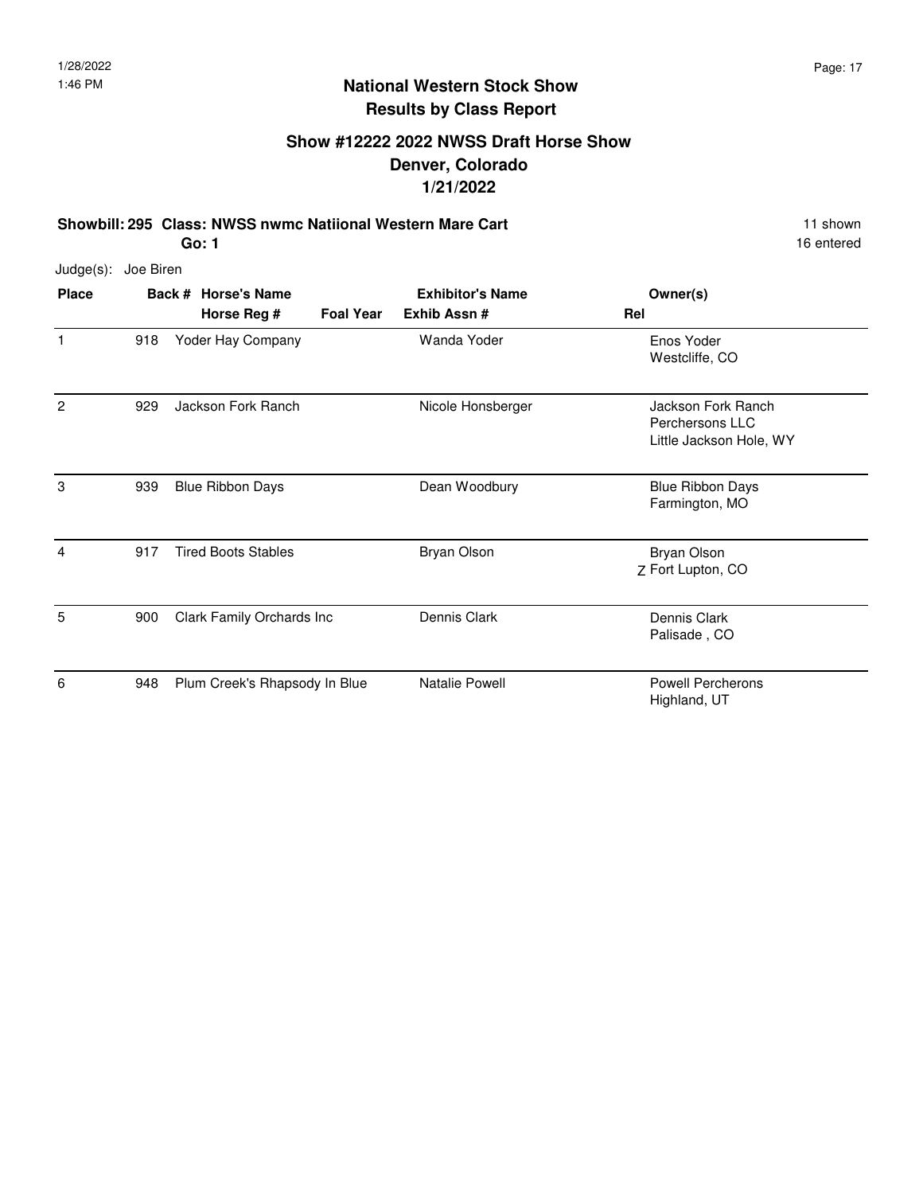# National Western Stock Show
## Results by Class Report

### Show #12222 2022 NWSS Draft Horse Show
### Denver, Colorado
### 1/21/2022

**Showbill: 295 Class: NWSS nwmc Natiional Western Mare Cart** — 11 shown

**Go: 1** — 16 entered

Judge(s): Joe Biren

| Place | Back # | Horse's Name / Horse Reg # | Foal Year | Exhibitor's Name / Exhib Assn # | Rel | Owner(s) |
|---|---|---|---|---|---|---|
| 1 | 918 | Yoder Hay Company | | Wanda Yoder | | Enos Yoder<br>Westcliffe, CO |
| 2 | 929 | Jackson Fork Ranch | | Nicole Honsberger | | Jackson Fork Ranch Perchersons LLC<br>Little Jackson Hole, WY |
| 3 | 939 | Blue Ribbon Days | | Dean Woodbury | | Blue Ribbon Days<br>Farmington, MO |
| 4 | 917 | Tired Boots Stables | | Bryan Olson | Z | Bryan Olson<br>Fort Lupton, CO |
| 5 | 900 | Clark Family Orchards Inc | | Dennis Clark | | Dennis Clark<br>Palisade , CO |
| 6 | 948 | Plum Creek's Rhapsody In Blue | | Natalie Powell | | Powell Percherons<br>Highland, UT |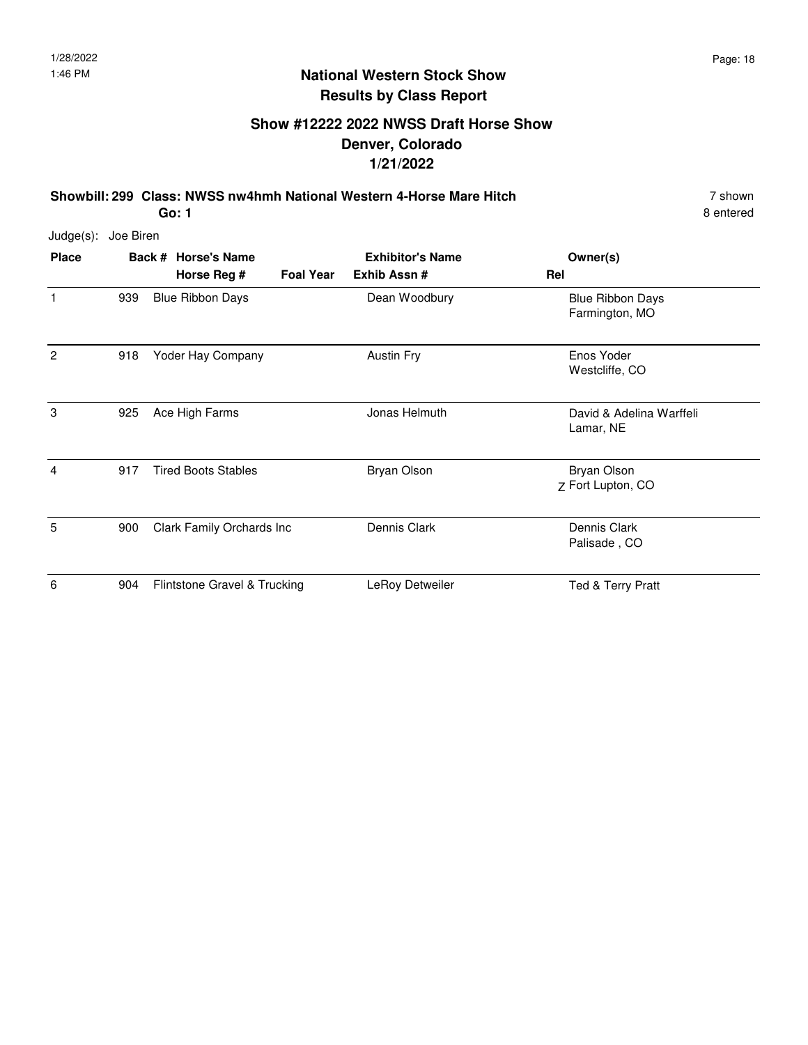# National Western Stock Show
## Results by Class Report

### Show #12222 2022 NWSS Draft Horse Show
### Denver, Colorado
### 1/21/2022

**Showbill: 299 Class: NWSS nw4hmh National Western 4-Horse Mare Hitch** 7 shown
**Go: 1** 8 entered

Judge(s): Joe Biren

| Place | Back # | Horse's Name / Horse Reg # | Foal Year | Exhibitor's Name / Exhib Assn # | Rel | Owner(s) |
|---|---|---|---|---|---|---|
| 1 | 939 | Blue Ribbon Days | | Dean Woodbury | | Blue Ribbon Days<br>Farmington, MO |
| 2 | 918 | Yoder Hay Company | | Austin Fry | | Enos Yoder<br>Westcliffe, CO |
| 3 | 925 | Ace High Farms | | Jonas Helmuth | | David & Adelina Warffeli<br>Lamar, NE |
| 4 | 917 | Tired Boots Stables | | Bryan Olson | Z | Bryan Olson<br>Fort Lupton, CO |
| 5 | 900 | Clark Family Orchards Inc | | Dennis Clark | | Dennis Clark<br>Palisade , CO |
| 6 | 904 | Flintstone Gravel & Trucking | | LeRoy Detweiler | | Ted & Terry Pratt |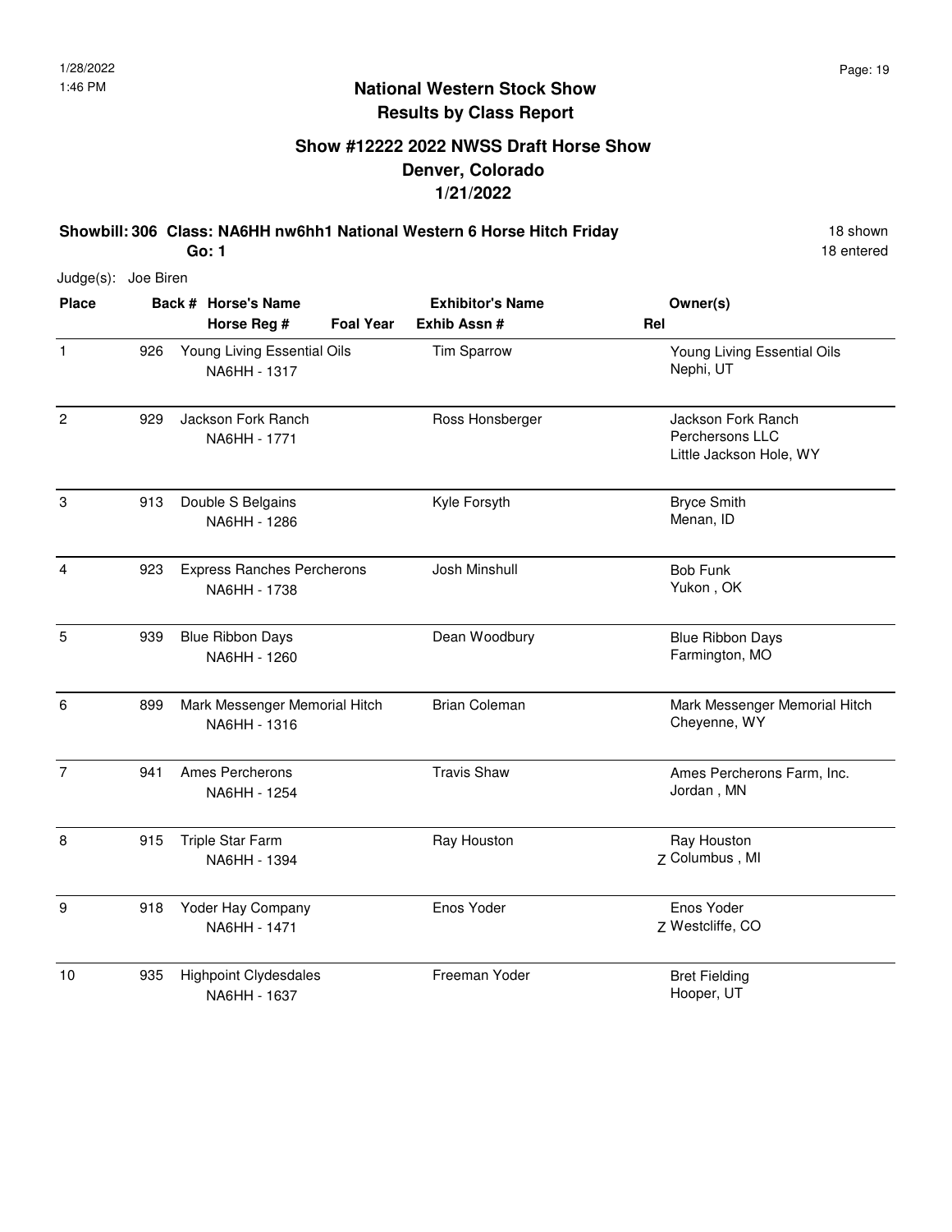## National Western Stock Show
## Results by Class Report

### Show #12222 2022 NWSS Draft Horse Show
### Denver, Colorado
### 1/21/2022

**Showbill: 306 Class: NA6HH nw6hh1 National Western 6 Horse Hitch Friday** 18 shown
**Go: 1** 18 entered

Judge(s): Joe Biren

| Place | Back # | Horse's Name / Horse Reg # | Foal Year | Exhibitor's Name / Exhib Assn # | Rel | Owner(s) |
|---|---|---|---|---|---|---|
| 1 | 926 | Young Living Essential Oils<br>NA6HH - 1317 | | Tim Sparrow | | Young Living Essential Oils<br>Nephi, UT |
| 2 | 929 | Jackson Fork Ranch<br>NA6HH - 1771 | | Ross Honsberger | | Jackson Fork Ranch Perchersons LLC<br>Little Jackson Hole, WY |
| 3 | 913 | Double S Belgains<br>NA6HH - 1286 | | Kyle Forsyth | | Bryce Smith<br>Menan, ID |
| 4 | 923 | Express Ranches Percherons<br>NA6HH - 1738 | | Josh Minshull | | Bob Funk<br>Yukon , OK |
| 5 | 939 | Blue Ribbon Days<br>NA6HH - 1260 | | Dean Woodbury | | Blue Ribbon Days<br>Farmington, MO |
| 6 | 899 | Mark Messenger Memorial Hitch<br>NA6HH - 1316 | | Brian Coleman | | Mark Messenger Memorial Hitch<br>Cheyenne, WY |
| 7 | 941 | Ames Percherons<br>NA6HH - 1254 | | Travis Shaw | | Ames Percherons Farm, Inc.<br>Jordan , MN |
| 8 | 915 | Triple Star Farm<br>NA6HH - 1394 | | Ray Houston | Z | Ray Houston<br>Columbus , MI |
| 9 | 918 | Yoder Hay Company<br>NA6HH - 1471 | | Enos Yoder | Z | Enos Yoder<br>Westcliffe, CO |
| 10 | 935 | Highpoint Clydesdales<br>NA6HH - 1637 | | Freeman Yoder | | Bret Fielding<br>Hooper, UT |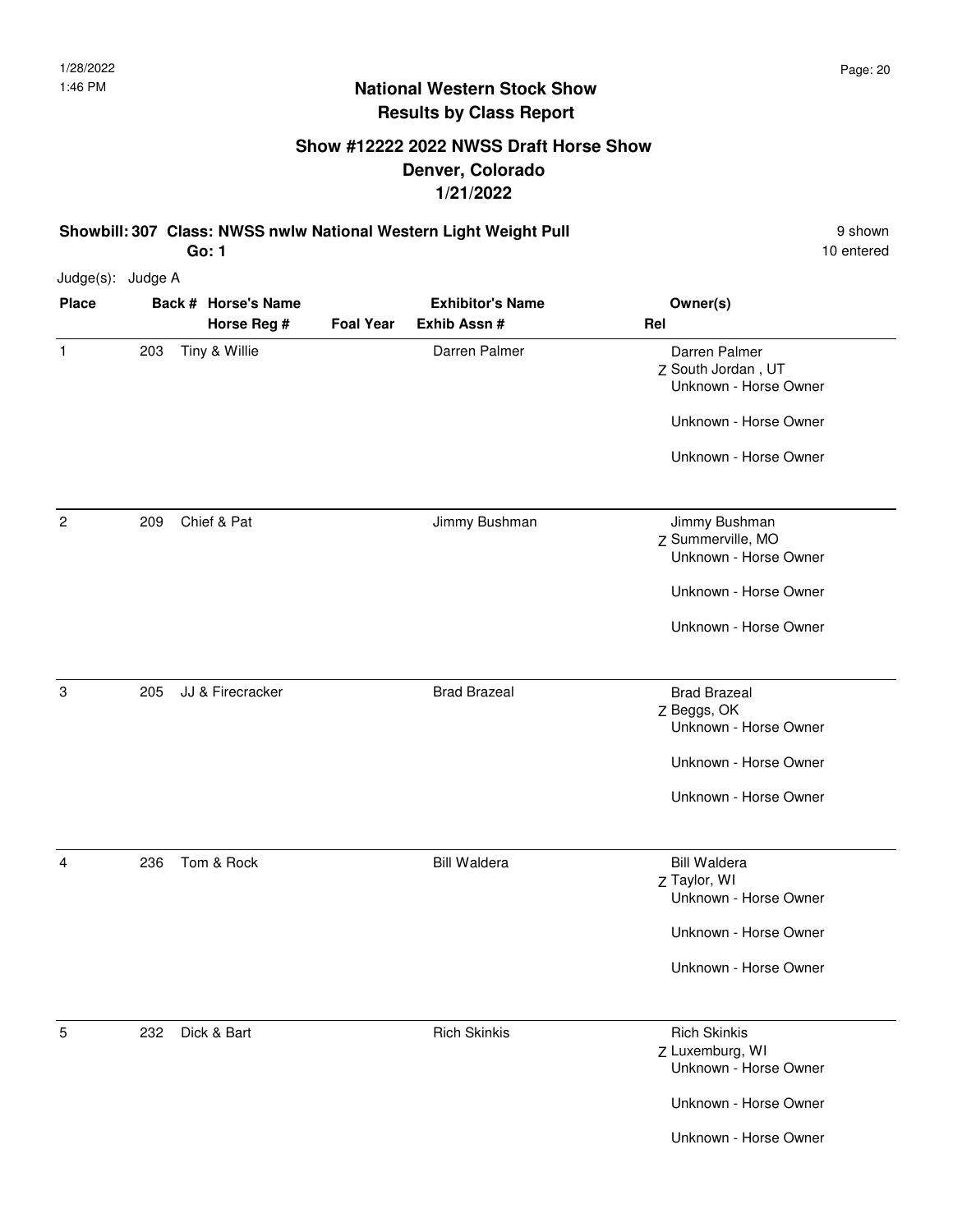# National Western Stock Show
## Results by Class Report

### Show #12222 2022 NWSS Draft Horse Show
### Denver, Colorado
### 1/21/2022

**Showbill: 307 Class: NWSS nwlw National Western Light Weight Pull** — 9 shown

**Go: 1** — 10 entered

Judge(s): Judge A

| Place | Back # | Horse's Name / Horse Reg # | Foal Year | Exhibitor's Name / Exhib Assn # | Rel | Owner(s) |
|---|---|---|---|---|---|---|
| 1 | 203 | Tiny & Willie | | Darren Palmer | Z | Darren Palmer<br>South Jordan , UT<br>Unknown - Horse Owner<br>Unknown - Horse Owner<br>Unknown - Horse Owner |
| 2 | 209 | Chief & Pat | | Jimmy Bushman | Z | Jimmy Bushman<br>Summerville, MO<br>Unknown - Horse Owner<br>Unknown - Horse Owner<br>Unknown - Horse Owner |
| 3 | 205 | JJ & Firecracker | | Brad Brazeal | Z | Brad Brazeal<br>Beggs, OK<br>Unknown - Horse Owner<br>Unknown - Horse Owner<br>Unknown - Horse Owner |
| 4 | 236 | Tom & Rock | | Bill Waldera | Z | Bill Waldera<br>Taylor, WI<br>Unknown - Horse Owner<br>Unknown - Horse Owner<br>Unknown - Horse Owner |
| 5 | 232 | Dick & Bart | | Rich Skinkis | Z | Rich Skinkis<br>Luxemburg, WI<br>Unknown - Horse Owner<br>Unknown - Horse Owner<br>Unknown - Horse Owner |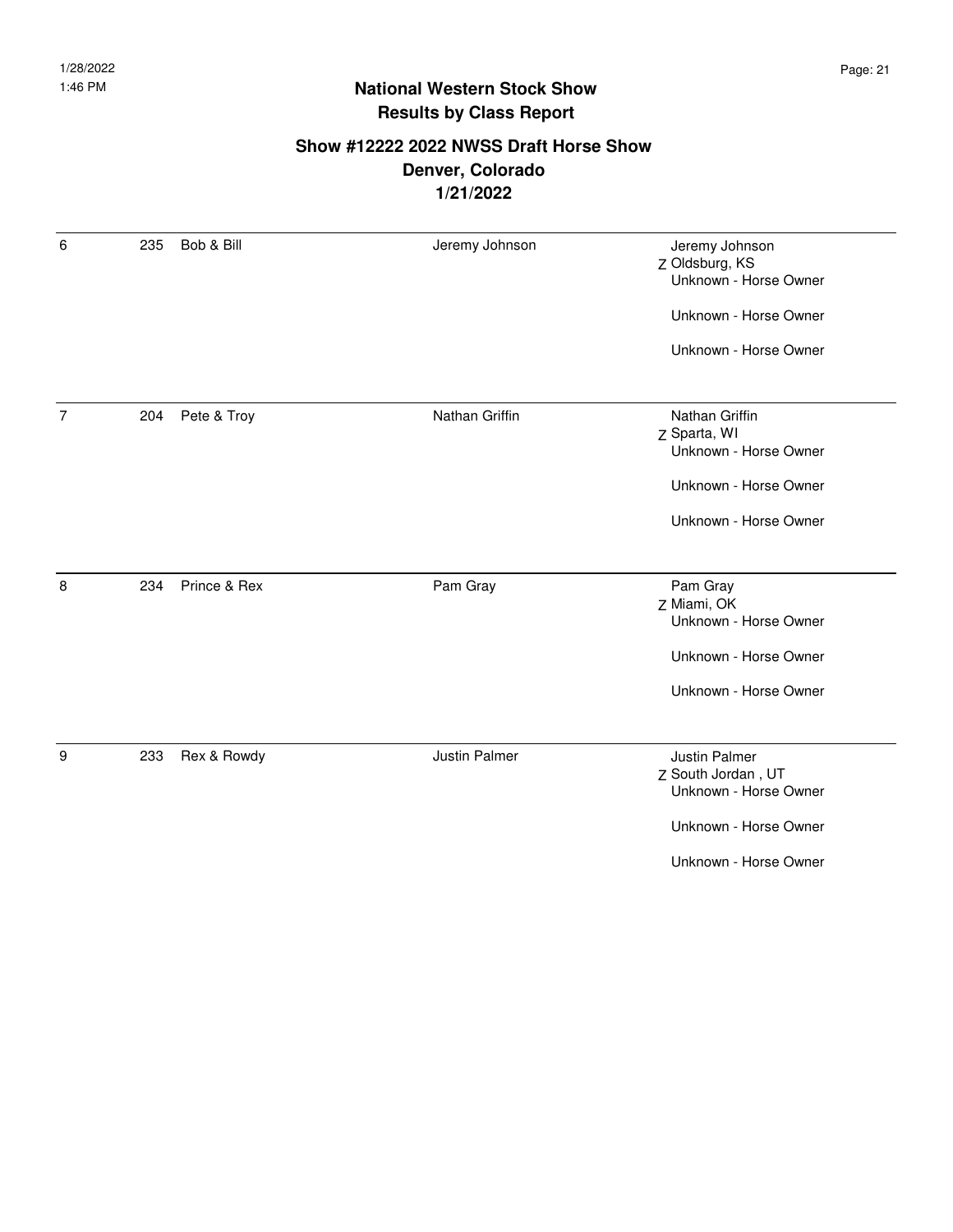## National Western Stock Show
## Results by Class Report

### Show #12222 2022 NWSS Draft Horse Show
### Denver, Colorado
### 1/21/2022

| Place | Back # | Horse | Exhibitor | Owner |
|---|---|---|---|---|
| 6 | 235 | Bob & Bill | Jeremy Johnson | Jeremy Johnson<br>Z Oldsburg, KS<br>Unknown - Horse Owner<br>Unknown - Horse Owner<br>Unknown - Horse Owner |
| 7 | 204 | Pete & Troy | Nathan Griffin | Nathan Griffin<br>Z Sparta, WI<br>Unknown - Horse Owner<br>Unknown - Horse Owner<br>Unknown - Horse Owner |
| 8 | 234 | Prince & Rex | Pam Gray | Pam Gray<br>Z Miami, OK<br>Unknown - Horse Owner<br>Unknown - Horse Owner<br>Unknown - Horse Owner |
| 9 | 233 | Rex & Rowdy | Justin Palmer | Justin Palmer<br>Z South Jordan , UT<br>Unknown - Horse Owner<br>Unknown - Horse Owner<br>Unknown - Horse Owner |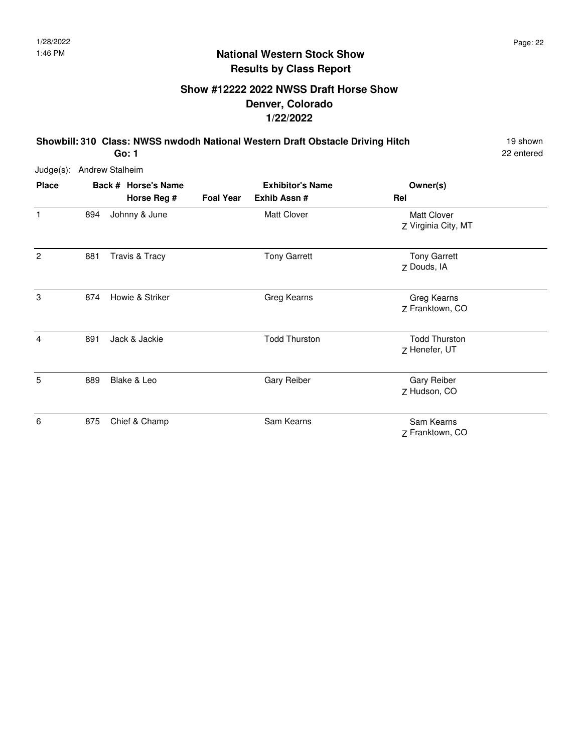## National Western Stock Show
## Results by Class Report

### Show #12222 2022 NWSS Draft Horse Show
### Denver, Colorado
### 1/22/2022

**Showbill: 310 Class: NWSS nwdodh National Western Draft Obstacle Driving Hitch** — 19 shown, 22 entered

**Go: 1**

Judge(s): Andrew Stalheim

| Place | Back # | Horse's Name / Horse Reg # | Foal Year | Exhibitor's Name / Exhib Assn # | Rel | Owner(s) |
|---|---|---|---|---|---|---|
| 1 | 894 | Johnny & June | | Matt Clover | Z | Matt Clover<br>Virginia City, MT |
| 2 | 881 | Travis & Tracy | | Tony Garrett | Z | Tony Garrett<br>Douds, IA |
| 3 | 874 | Howie & Striker | | Greg Kearns | Z | Greg Kearns<br>Franktown, CO |
| 4 | 891 | Jack & Jackie | | Todd Thurston | Z | Todd Thurston<br>Henefer, UT |
| 5 | 889 | Blake & Leo | | Gary Reiber | Z | Gary Reiber<br>Hudson, CO |
| 6 | 875 | Chief & Champ | | Sam Kearns | Z | Sam Kearns<br>Franktown, CO |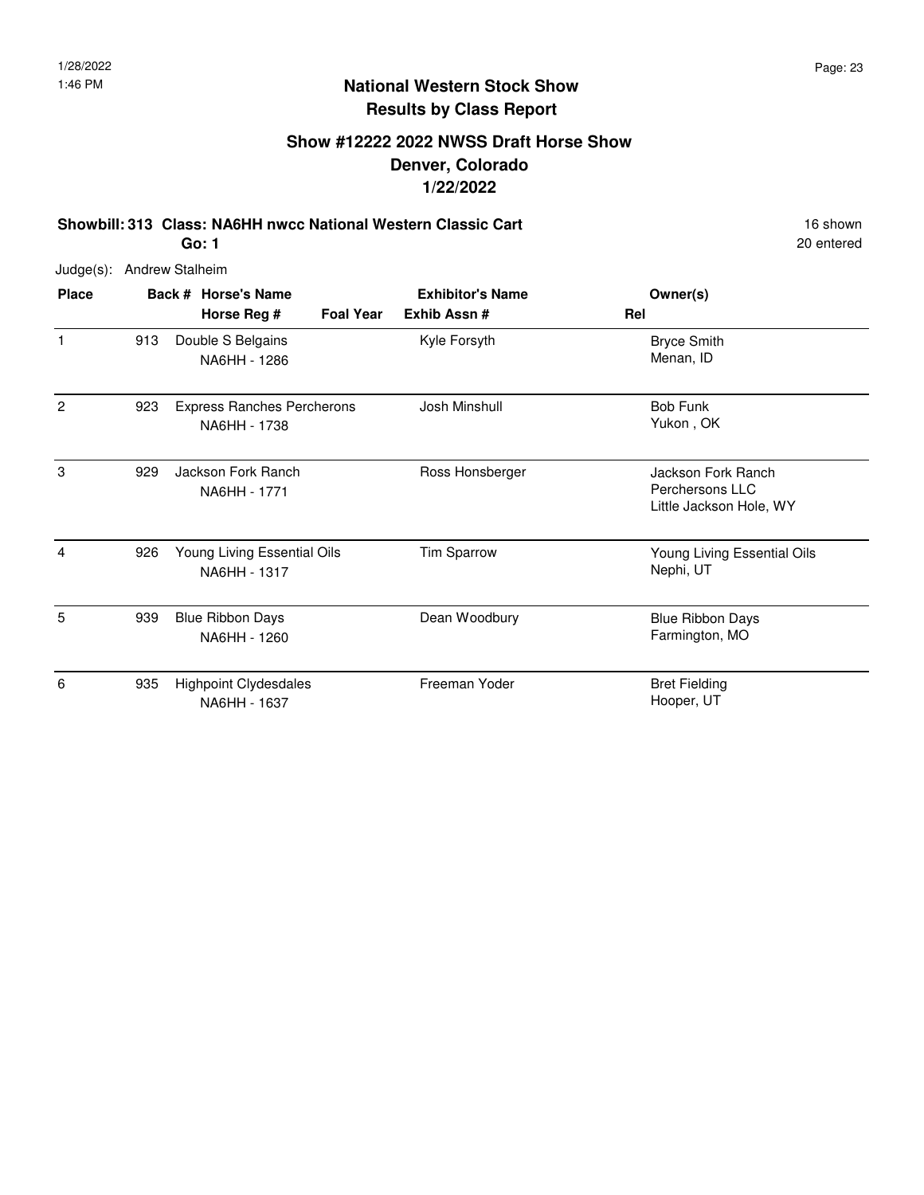# National Western Stock Show
## Results by Class Report

### Show #12222 2022 NWSS Draft Horse Show
### Denver, Colorado
### 1/22/2022

**Showbill: 313 Class: NA6HH nwcc National Western Classic Cart** — 16 shown, 20 entered

**Go: 1**

Judge(s): Andrew Stalheim

| Place | Back # | Horse's Name / Horse Reg # | Foal Year | Exhibitor's Name / Exhib Assn # | Rel | Owner(s) |
|---|---|---|---|---|---|---|
| 1 | 913 | Double S Belgains<br>NA6HH - 1286 | | Kyle Forsyth | | Bryce Smith<br>Menan, ID |
| 2 | 923 | Express Ranches Percherons<br>NA6HH - 1738 | | Josh Minshull | | Bob Funk<br>Yukon , OK |
| 3 | 929 | Jackson Fork Ranch<br>NA6HH - 1771 | | Ross Honsberger | | Jackson Fork Ranch Perchersons LLC<br>Little Jackson Hole, WY |
| 4 | 926 | Young Living Essential Oils<br>NA6HH - 1317 | | Tim Sparrow | | Young Living Essential Oils<br>Nephi, UT |
| 5 | 939 | Blue Ribbon Days<br>NA6HH - 1260 | | Dean Woodbury | | Blue Ribbon Days<br>Farmington, MO |
| 6 | 935 | Highpoint Clydesdales<br>NA6HH - 1637 | | Freeman Yoder | | Bret Fielding<br>Hooper, UT |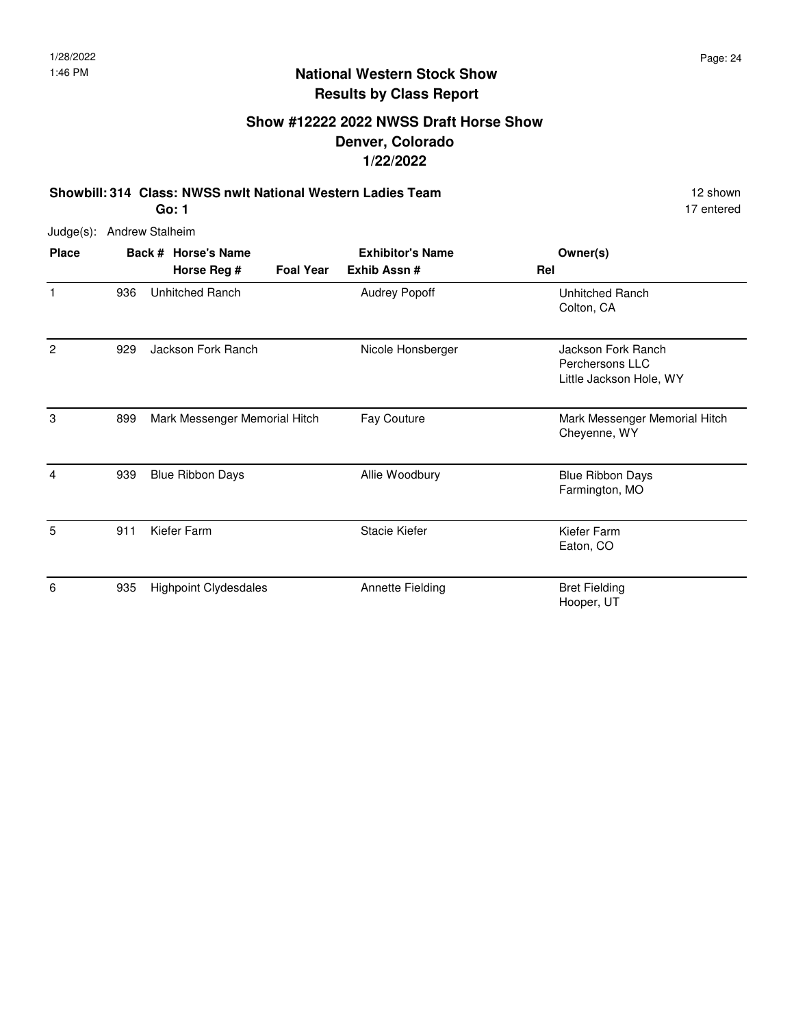# National Western Stock Show

## Results by Class Report

### Show #12222 2022 NWSS Draft Horse Show

### Denver, Colorado

### 1/22/2022

**Showbill: 314 Class: NWSS nwlt National Western Ladies Team** 12 shown

**Go: 1** 17 entered

Judge(s): Andrew Stalheim

| Place | Back # | Horse's Name / Horse Reg # | Foal Year | Exhibitor's Name / Exhib Assn # | Rel | Owner(s) |
|---|---|---|---|---|---|---|
| 1 | 936 | Unhitched Ranch | | Audrey Popoff | | Unhitched Ranch<br>Colton, CA |
| 2 | 929 | Jackson Fork Ranch | | Nicole Honsberger | | Jackson Fork Ranch<br>Perchersons LLC<br>Little Jackson Hole, WY |
| 3 | 899 | Mark Messenger Memorial Hitch | | Fay Couture | | Mark Messenger Memorial Hitch<br>Cheyenne, WY |
| 4 | 939 | Blue Ribbon Days | | Allie Woodbury | | Blue Ribbon Days<br>Farmington, MO |
| 5 | 911 | Kiefer Farm | | Stacie Kiefer | | Kiefer Farm<br>Eaton, CO |
| 6 | 935 | Highpoint Clydesdales | | Annette Fielding | | Bret Fielding<br>Hooper, UT |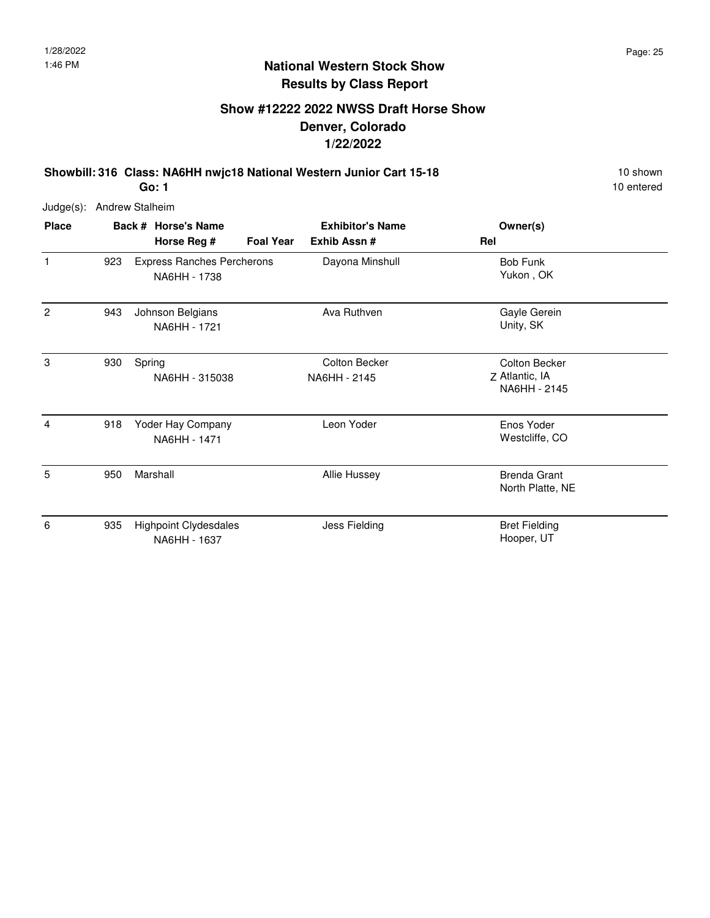# National Western Stock Show
## Results by Class Report

### Show #12222 2022 NWSS Draft Horse Show
### Denver, Colorado
### 1/22/2022

**Showbill: 316 Class: NA6HH nwjc18 National Western Junior Cart 15-18** — 10 shown, 10 entered

**Go: 1**

Judge(s): Andrew Stalheim

| Place | Back # | Horse's Name / Horse Reg # | Foal Year | Exhibitor's Name / Exhib Assn # | Rel | Owner(s) |
|---|---|---|---|---|---|---|
| 1 | 923 | Express Ranches Percherons<br>NA6HH - 1738 | | Dayona Minshull | | Bob Funk<br>Yukon , OK |
| 2 | 943 | Johnson Belgians<br>NA6HH - 1721 | | Ava Ruthven | | Gayle Gerein<br>Unity, SK |
| 3 | 930 | Spring<br>NA6HH - 315038 | | Colton Becker<br>NA6HH - 2145 | Z | Colton Becker<br>Atlantic, IA<br>NA6HH - 2145 |
| 4 | 918 | Yoder Hay Company<br>NA6HH - 1471 | | Leon Yoder | | Enos Yoder<br>Westcliffe, CO |
| 5 | 950 | Marshall | | Allie Hussey | | Brenda Grant<br>North Platte, NE |
| 6 | 935 | Highpoint Clydesdales<br>NA6HH - 1637 | | Jess Fielding | | Bret Fielding<br>Hooper, UT |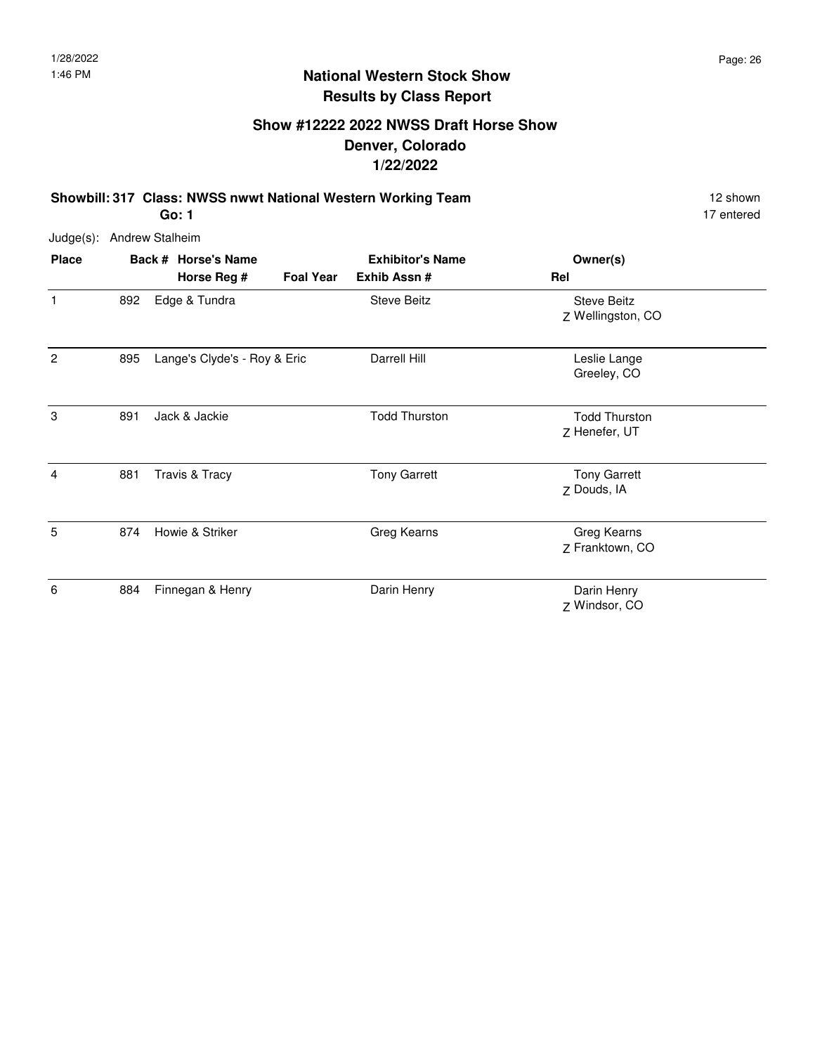## National Western Stock Show
## Results by Class Report

### Show #12222 2022 NWSS Draft Horse Show
### Denver, Colorado
### 1/22/2022

**Showbill: 317 Class: NWSS nwwt National Western Working Team** — 12 shown, 17 entered

**Go: 1**

Judge(s): Andrew Stalheim

| Place | Back # | Horse's Name / Horse Reg # | Foal Year | Exhibitor's Name / Exhib Assn # | Rel | Owner(s) |
|---|---|---|---|---|---|---|
| 1 | 892 | Edge & Tundra | | Steve Beitz | Z | Steve Beitz<br>Wellingston, CO |
| 2 | 895 | Lange's Clyde's - Roy & Eric | | Darrell Hill | | Leslie Lange<br>Greeley, CO |
| 3 | 891 | Jack & Jackie | | Todd Thurston | Z | Todd Thurston<br>Henefer, UT |
| 4 | 881 | Travis & Tracy | | Tony Garrett | Z | Tony Garrett<br>Douds, IA |
| 5 | 874 | Howie & Striker | | Greg Kearns | Z | Greg Kearns<br>Franktown, CO |
| 6 | 884 | Finnegan & Henry | | Darin Henry | Z | Darin Henry<br>Windsor, CO |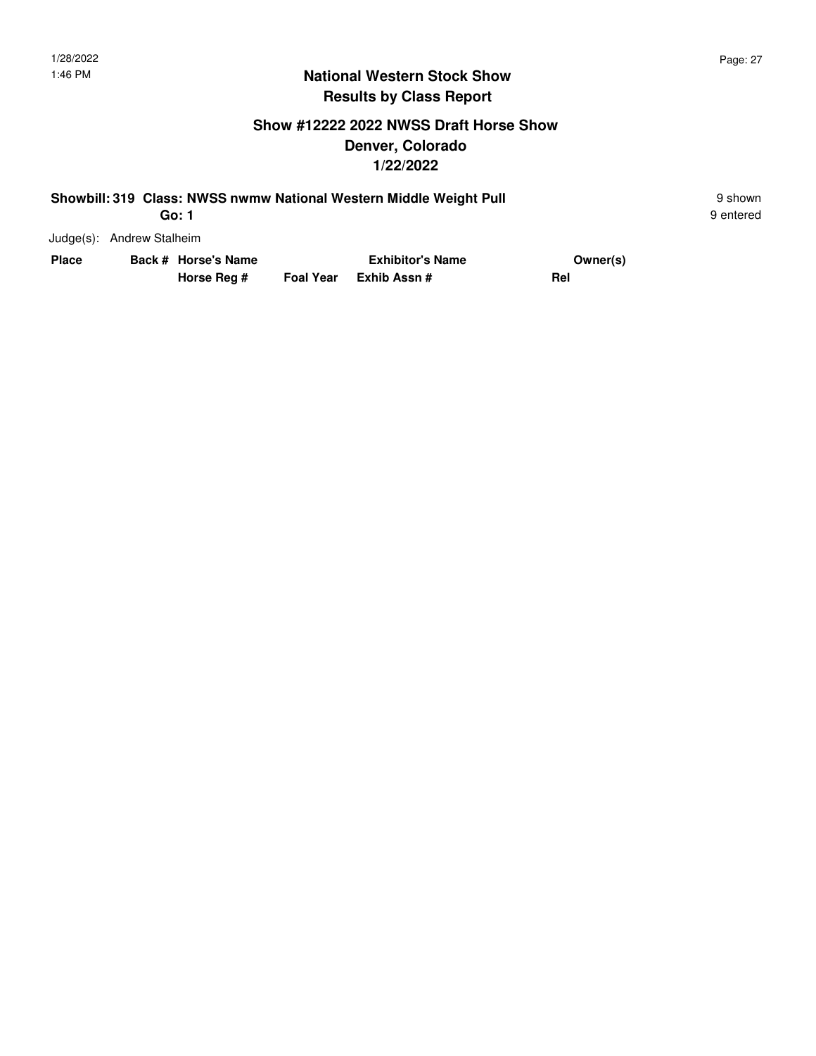## National Western Stock Show
## Results by Class Report

### Show #12222 2022 NWSS Draft Horse Show
### Denver, Colorado
### 1/22/2022

**Showbill: 319 Class: NWSS nwmw National Western Middle Weight Pull** — 9 shown

**Go: 1** — 9 entered

Judge(s): Andrew Stalheim

| Place | Back # | Horse's Name / Horse Reg # | Foal Year | Exhibitor's Name / Exhib Assn # | Owner(s) / Rel |
|---|---|---|---|---|---|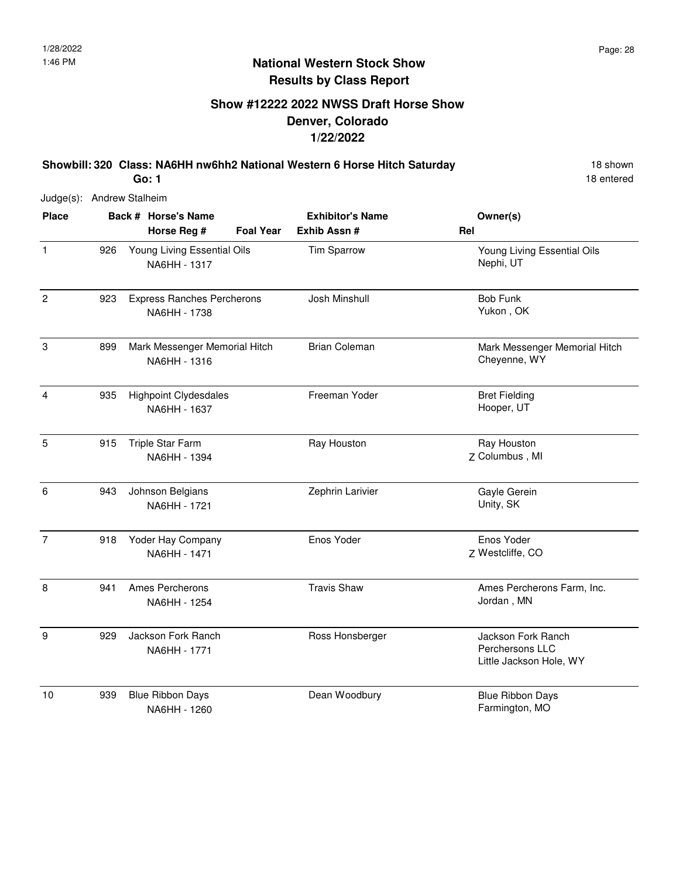# National Western Stock Show
## Results by Class Report

### Show #12222 2022 NWSS Draft Horse Show
### Denver, Colorado
### 1/22/2022

**Showbill: 320 Class: NA6HH nw6hh2 National Western 6 Horse Hitch Saturday** 18 shown
**Go: 1** 18 entered

Judge(s): Andrew Stalheim

| Place | Back # | Horse's Name / Horse Reg # | Foal Year | Exhibitor's Name / Exhib Assn # | Rel | Owner(s) |
|---|---|---|---|---|---|---|
| 1 | 926 | Young Living Essential Oils<br>NA6HH - 1317 | | Tim Sparrow | | Young Living Essential Oils<br>Nephi, UT |
| 2 | 923 | Express Ranches Percherons<br>NA6HH - 1738 | | Josh Minshull | | Bob Funk<br>Yukon , OK |
| 3 | 899 | Mark Messenger Memorial Hitch<br>NA6HH - 1316 | | Brian Coleman | | Mark Messenger Memorial Hitch<br>Cheyenne, WY |
| 4 | 935 | Highpoint Clydesdales<br>NA6HH - 1637 | | Freeman Yoder | | Bret Fielding<br>Hooper, UT |
| 5 | 915 | Triple Star Farm<br>NA6HH - 1394 | | Ray Houston | Z | Ray Houston<br>Columbus , MI |
| 6 | 943 | Johnson Belgians<br>NA6HH - 1721 | | Zephrin Larivier | | Gayle Gerein<br>Unity, SK |
| 7 | 918 | Yoder Hay Company<br>NA6HH - 1471 | | Enos Yoder | Z | Enos Yoder<br>Westcliffe, CO |
| 8 | 941 | Ames Percherons<br>NA6HH - 1254 | | Travis Shaw | | Ames Percherons Farm, Inc.<br>Jordan , MN |
| 9 | 929 | Jackson Fork Ranch<br>NA6HH - 1771 | | Ross Honsberger | | Jackson Fork Ranch Perchersons LLC<br>Little Jackson Hole, WY |
| 10 | 939 | Blue Ribbon Days<br>NA6HH - 1260 | | Dean Woodbury | | Blue Ribbon Days<br>Farmington, MO |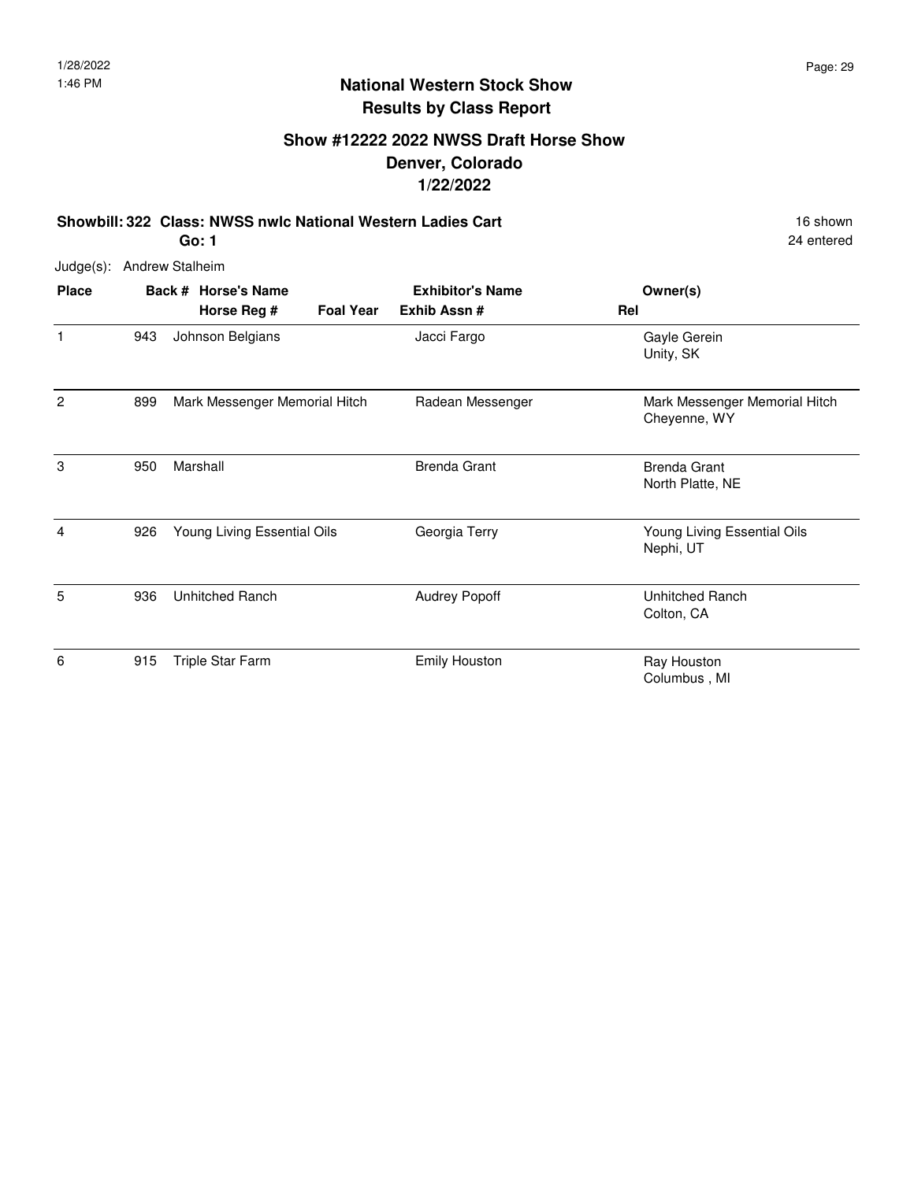# National Western Stock Show
## Results by Class Report

### Show #12222 2022 NWSS Draft Horse Show
### Denver, Colorado
### 1/22/2022

**Showbill: 322 Class: NWSS nwlc National Western Ladies Cart** 16 shown
**Go: 1** 24 entered

Judge(s): Andrew Stalheim

| Place | Back # | Horse's Name / Horse Reg # | Foal Year | Exhibitor's Name / Exhib Assn # | Rel | Owner(s) |
|---|---|---|---|---|---|---|
| 1 | 943 | Johnson Belgians | | Jacci Fargo | | Gayle Gerein, Unity, SK |
| 2 | 899 | Mark Messenger Memorial Hitch | | Radean Messenger | | Mark Messenger Memorial Hitch, Cheyenne, WY |
| 3 | 950 | Marshall | | Brenda Grant | | Brenda Grant, North Platte, NE |
| 4 | 926 | Young Living Essential Oils | | Georgia Terry | | Young Living Essential Oils, Nephi, UT |
| 5 | 936 | Unhitched Ranch | | Audrey Popoff | | Unhitched Ranch, Colton, CA |
| 6 | 915 | Triple Star Farm | | Emily Houston | | Ray Houston, Columbus , MI |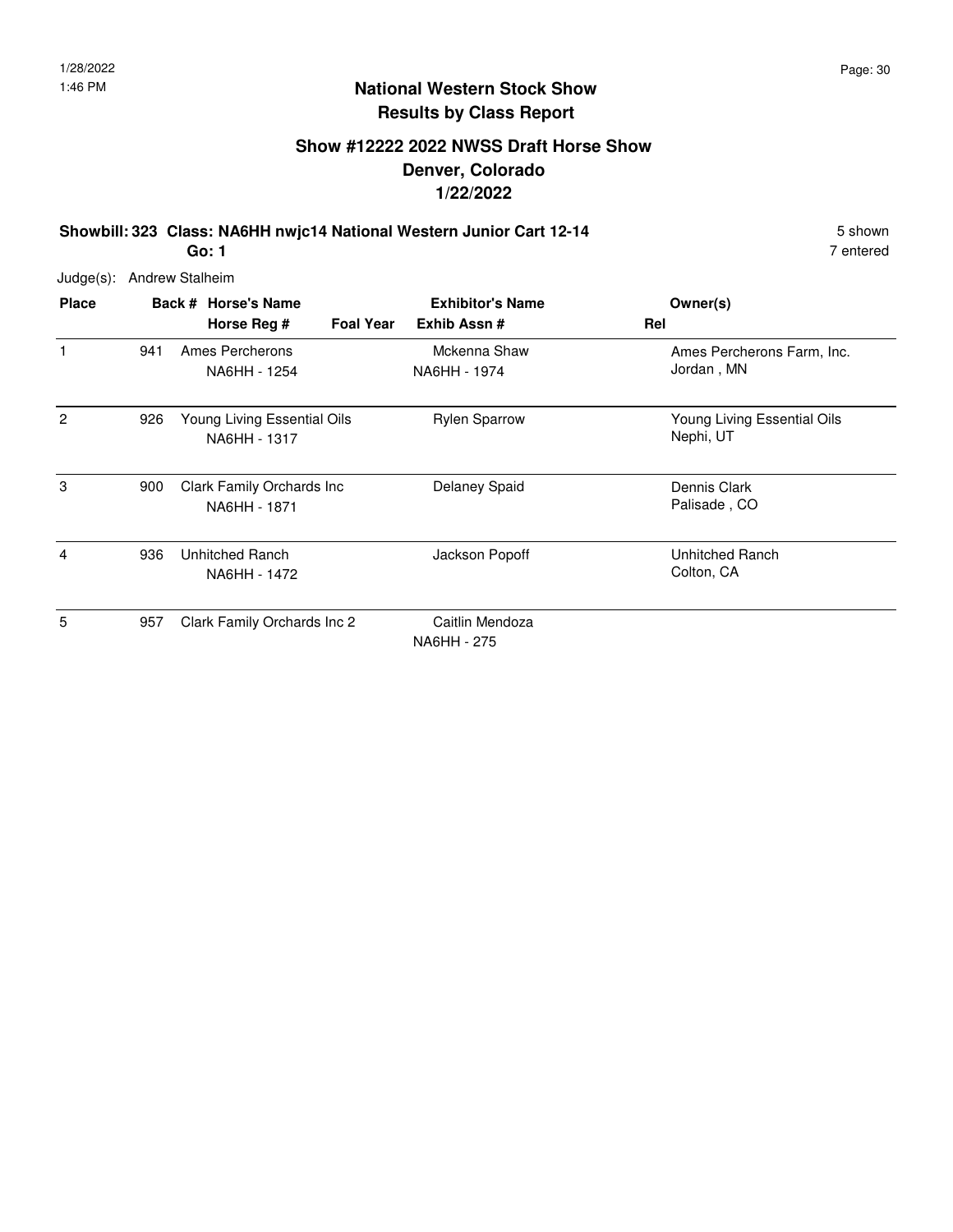## National Western Stock Show
## Results by Class Report

### Show #12222 2022 NWSS Draft Horse Show
### Denver, Colorado
### 1/22/2022

**Showbill: 323 Class: NA6HH nwjc14 National Western Junior Cart 12-14** 5 shown

**Go: 1** 7 entered

Judge(s): Andrew Stalheim

| Place | Back # | Horse's Name / Horse Reg # | Foal Year | Exhibitor's Name / Exhib Assn # | Rel | Owner(s) |
|---|---|---|---|---|---|---|
| 1 | 941 | Ames Percherons<br>NA6HH - 1254 | | Mckenna Shaw<br>NA6HH - 1974 | | Ames Percherons Farm, Inc.<br>Jordan , MN |
| 2 | 926 | Young Living Essential Oils<br>NA6HH - 1317 | | Rylen Sparrow | | Young Living Essential Oils<br>Nephi, UT |
| 3 | 900 | Clark Family Orchards Inc<br>NA6HH - 1871 | | Delaney Spaid | | Dennis Clark<br>Palisade , CO |
| 4 | 936 | Unhitched Ranch<br>NA6HH - 1472 | | Jackson Popoff | | Unhitched Ranch<br>Colton, CA |
| 5 | 957 | Clark Family Orchards Inc 2 | | Caitlin Mendoza<br>NA6HH - 275 | | |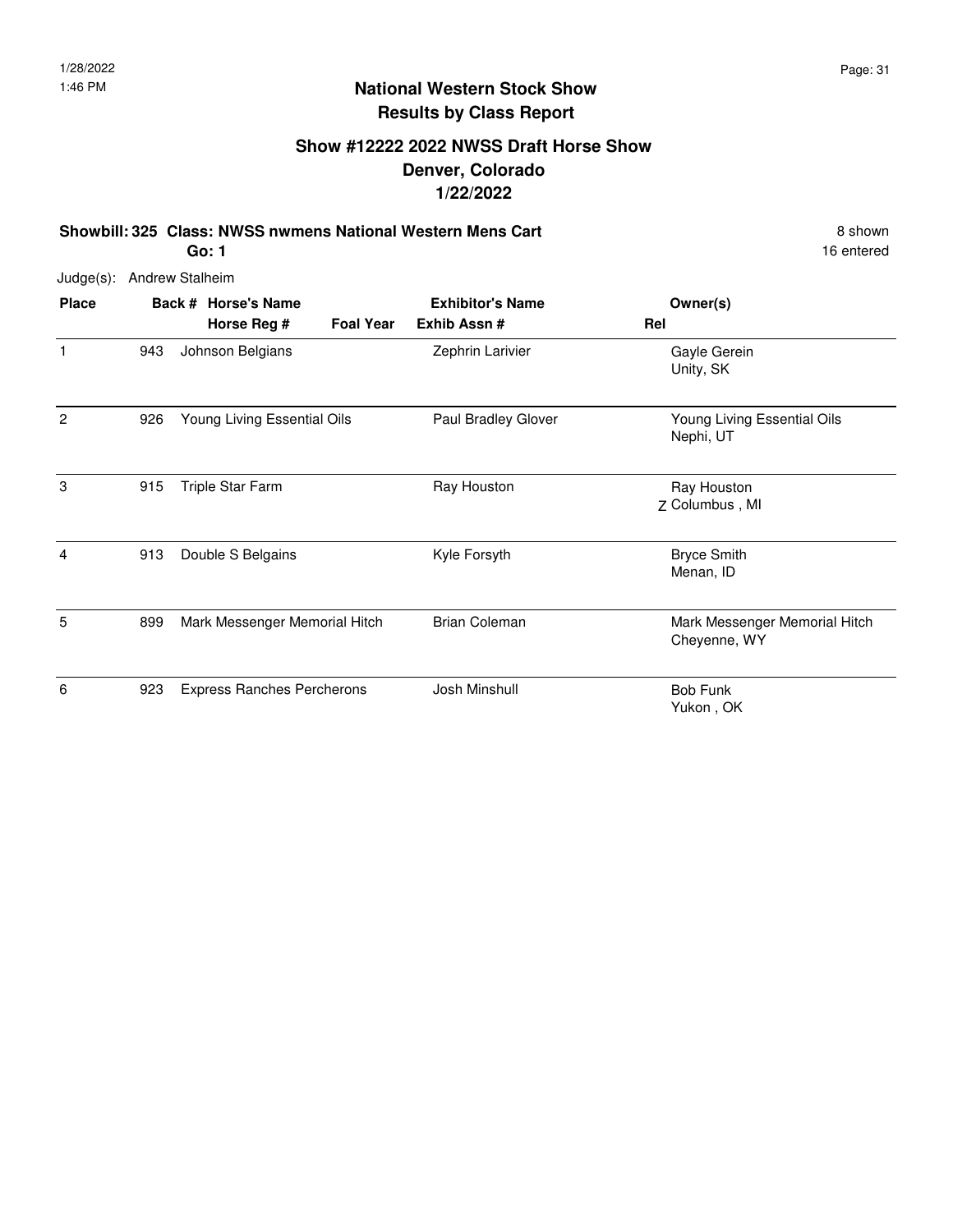# National Western Stock Show
## Results by Class Report

### Show #12222 2022 NWSS Draft Horse Show
### Denver, Colorado
### 1/22/2022

**Showbill: 325 Class: NWSS nwmens National Western Mens Cart** — 8 shown

**Go: 1** — 16 entered

Judge(s): Andrew Stalheim

| Place | Back # | Horse's Name / Horse Reg # | Foal Year | Exhibitor's Name / Exhib Assn # | Rel | Owner(s) |
|---|---|---|---|---|---|---|
| 1 | 943 | Johnson Belgians | | Zephrin Larivier | | Gayle Gerein<br>Unity, SK |
| 2 | 926 | Young Living Essential Oils | | Paul Bradley Glover | | Young Living Essential Oils<br>Nephi, UT |
| 3 | 915 | Triple Star Farm | | Ray Houston | Z | Ray Houston<br>Columbus , MI |
| 4 | 913 | Double S Belgains | | Kyle Forsyth | | Bryce Smith<br>Menan, ID |
| 5 | 899 | Mark Messenger Memorial Hitch | | Brian Coleman | | Mark Messenger Memorial Hitch<br>Cheyenne, WY |
| 6 | 923 | Express Ranches Percherons | | Josh Minshull | | Bob Funk<br>Yukon , OK |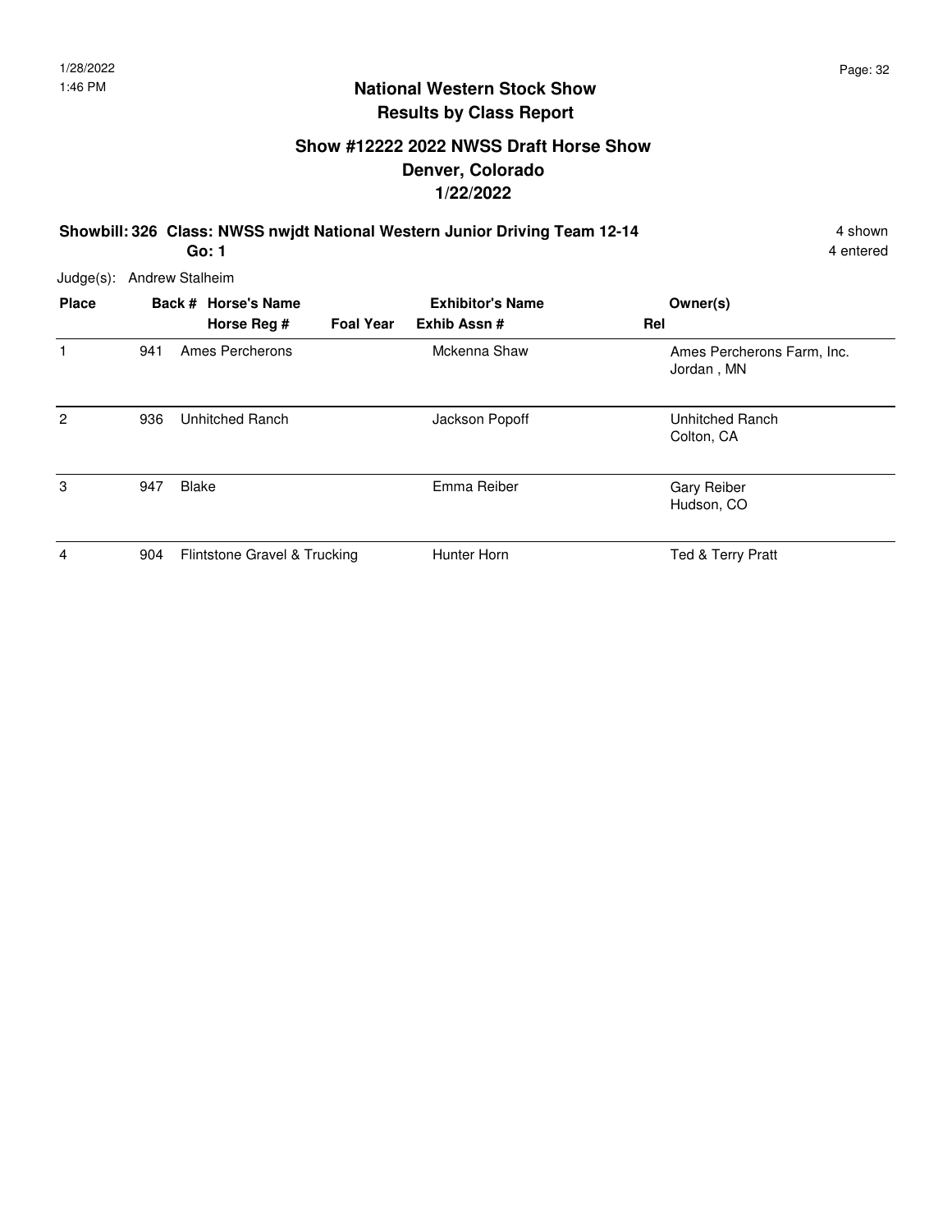# National Western Stock Show
## Results by Class Report

### Show #12222 2022 NWSS Draft Horse Show
### Denver, Colorado
### 1/22/2022

**Showbill: 326 Class: NWSS nwjdt National Western Junior Driving Team 12-14** 4 shown
**Go: 1** 4 entered

Judge(s): Andrew Stalheim

| Place | Back # | Horse's Name / Horse Reg # | Foal Year | Exhibitor's Name / Exhib Assn # | Rel | Owner(s) |
|---|---|---|---|---|---|---|
| 1 | 941 | Ames Percherons | | Mckenna Shaw | | Ames Percherons Farm, Inc. Jordan , MN |
| 2 | 936 | Unhitched Ranch | | Jackson Popoff | | Unhitched Ranch Colton, CA |
| 3 | 947 | Blake | | Emma Reiber | | Gary Reiber Hudson, CO |
| 4 | 904 | Flintstone Gravel & Trucking | | Hunter Horn | | Ted & Terry Pratt |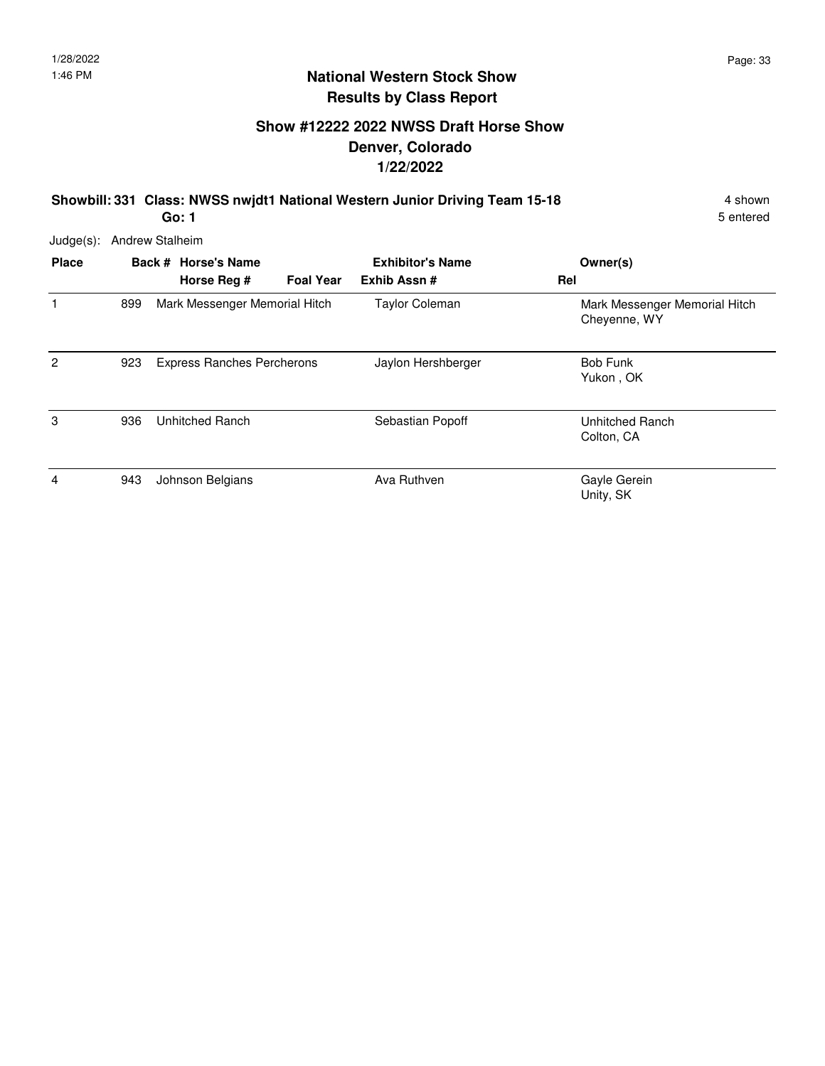## National Western Stock Show
## Results by Class Report

### Show #12222 2022 NWSS Draft Horse Show
### Denver, Colorado
### 1/22/2022

**Showbill: 331 Class: NWSS nwjdt1 National Western Junior Driving Team 15-18** 4 shown

**Go: 1** 5 entered

Judge(s): Andrew Stalheim

| Place | Back # | Horse's Name / Horse Reg # | Foal Year | Exhibitor's Name / Exhib Assn # | Rel | Owner(s) |
|---|---|---|---|---|---|---|
| 1 | 899 | Mark Messenger Memorial Hitch | | Taylor Coleman | | Mark Messenger Memorial Hitch<br>Cheyenne, WY |
| 2 | 923 | Express Ranches Percherons | | Jaylon Hershberger | | Bob Funk<br>Yukon , OK |
| 3 | 936 | Unhitched Ranch | | Sebastian Popoff | | Unhitched Ranch<br>Colton, CA |
| 4 | 943 | Johnson Belgians | | Ava Ruthven | | Gayle Gerein<br>Unity, SK |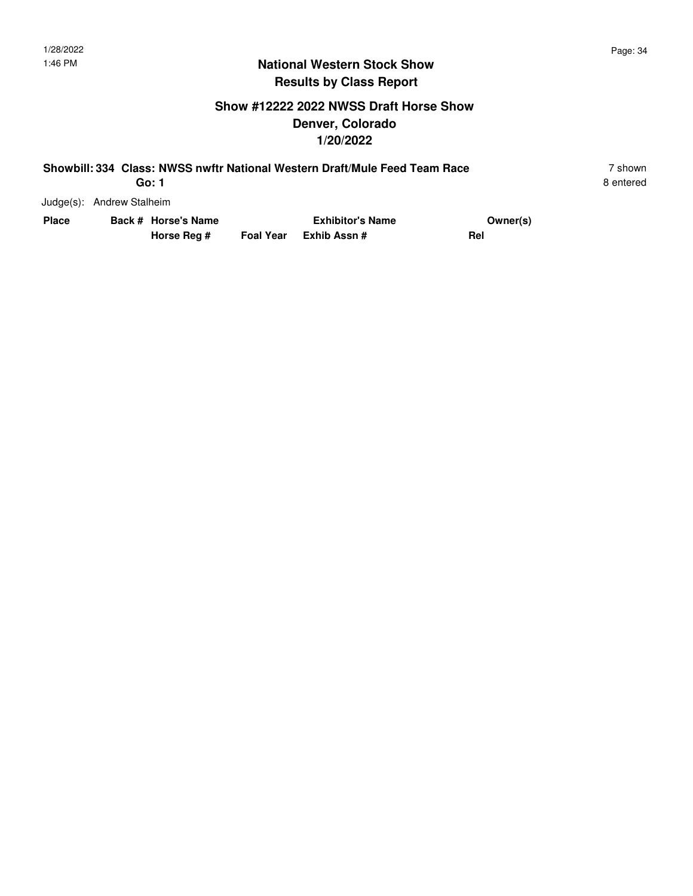# National Western Stock Show
## Results by Class Report

### Show #12222 2022 NWSS Draft Horse Show
### Denver, Colorado
### 1/20/2022

**Showbill: 334 Class: NWSS nwftr National Western Draft/Mule Feed Team Race** 7 shown
**Go: 1** 8 entered

Judge(s): Andrew Stalheim

| Place | Back # | Horse's Name / Horse Reg # | Foal Year | Exhibitor's Name / Exhib Assn # | Owner(s) / Rel |
|---|---|---|---|---|---|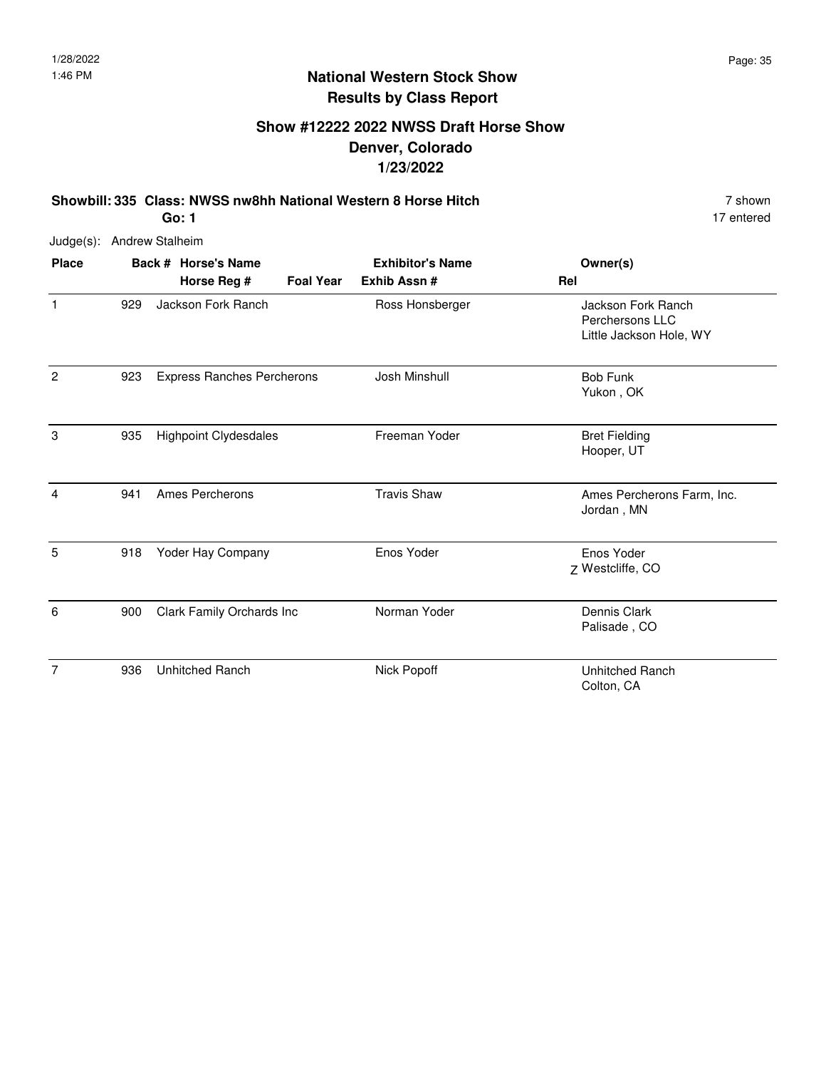**National Western Stock Show**
**Results by Class Report**

## Show #12222 2022 NWSS Draft Horse Show
## Denver, Colorado
## 1/23/2022

**Showbill: 335 Class: NWSS nw8hh National Western 8 Horse Hitch** 7 shown
**Go: 1** 17 entered

Judge(s): Andrew Stalheim

| Place | Back # | Horse's Name / Horse Reg # | Foal Year | Exhibitor's Name / Exhib Assn # | Rel | Owner(s) |
|---|---|---|---|---|---|---|
| 1 | 929 | Jackson Fork Ranch | | Ross Honsberger | | Jackson Fork Ranch Perchersons LLC Little Jackson Hole, WY |
| 2 | 923 | Express Ranches Percherons | | Josh Minshull | | Bob Funk Yukon , OK |
| 3 | 935 | Highpoint Clydesdales | | Freeman Yoder | | Bret Fielding Hooper, UT |
| 4 | 941 | Ames Percherons | | Travis Shaw | | Ames Percherons Farm, Inc. Jordan , MN |
| 5 | 918 | Yoder Hay Company | | Enos Yoder | Z | Enos Yoder Westcliffe, CO |
| 6 | 900 | Clark Family Orchards Inc | | Norman Yoder | | Dennis Clark Palisade , CO |
| 7 | 936 | Unhitched Ranch | | Nick Popoff | | Unhitched Ranch Colton, CA |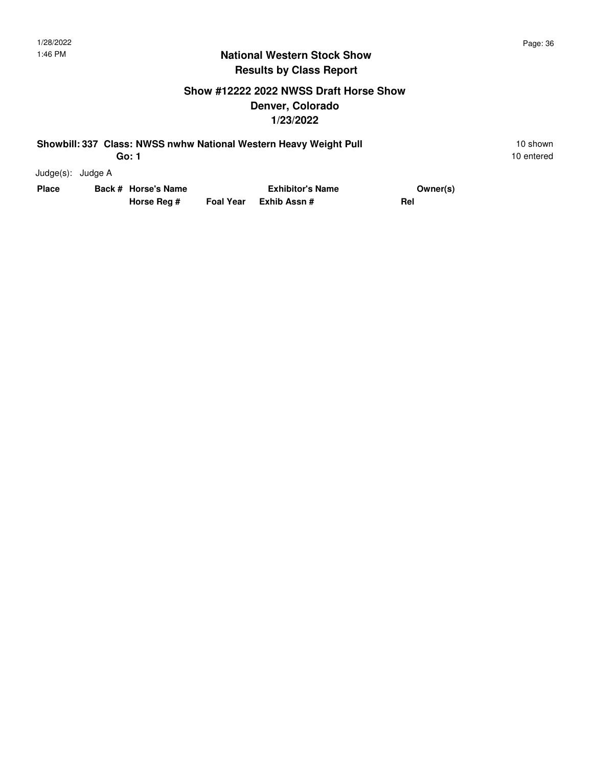## National Western Stock Show
## Results by Class Report

### Show #12222 2022 NWSS Draft Horse Show
### Denver, Colorado
### 1/23/2022

**Showbill: 337 Class: NWSS nwhw National Western Heavy Weight Pull** 10 shown

**Go: 1** 10 entered

Judge(s): Judge A

| Place | Back # | Horse's Name | | Exhibitor's Name | Owner(s) |
|---|---|---|---|---|---|
| | | Horse Reg # | Foal Year | Exhib Assn # | Rel |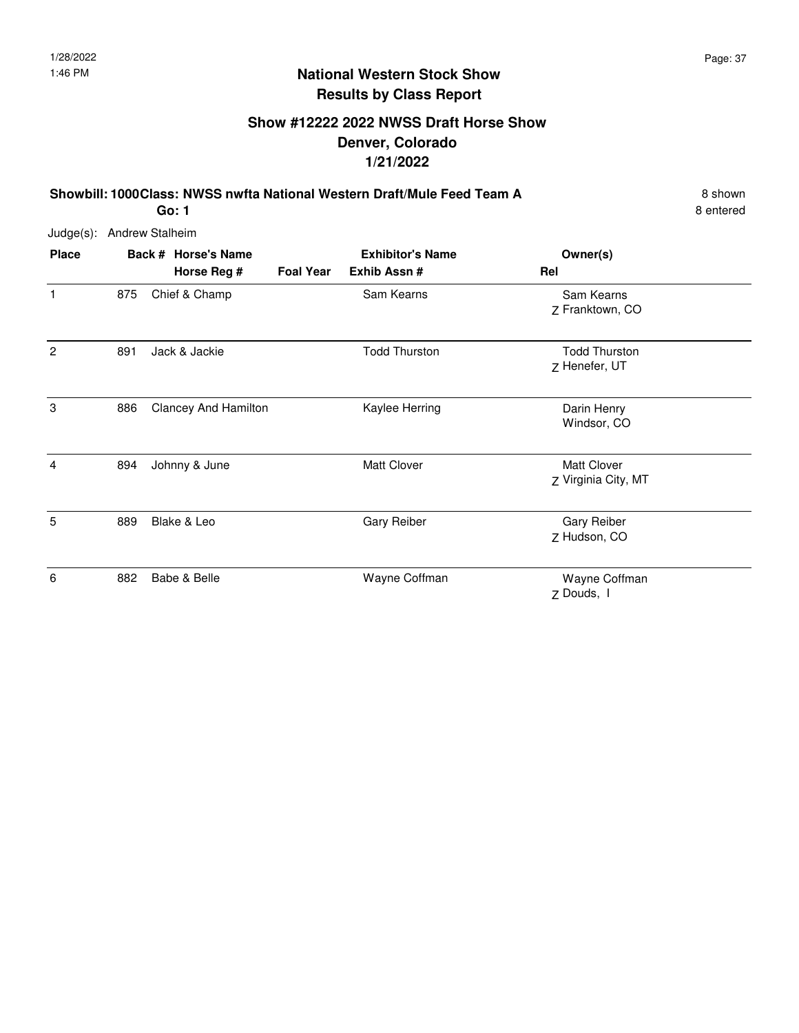## National Western Stock Show
## Results by Class Report

### Show #12222 2022 NWSS Draft Horse Show
### Denver, Colorado
### 1/21/2022

**Showbill: 1000 Class: NWSS nwfta National Western Draft/Mule Feed Team A** — 8 shown, 8 entered

**Go: 1**

Judge(s): Andrew Stalheim

| Place | Back # | Horse's Name / Horse Reg # | Foal Year | Exhibitor's Name / Exhib Assn # | Rel | Owner(s) |
|---|---|---|---|---|---|---|
| 1 | 875 | Chief & Champ | | Sam Kearns | Z | Sam Kearns<br>Franktown, CO |
| 2 | 891 | Jack & Jackie | | Todd Thurston | Z | Todd Thurston<br>Henefer, UT |
| 3 | 886 | Clancey And Hamilton | | Kaylee Herring | | Darin Henry<br>Windsor, CO |
| 4 | 894 | Johnny & June | | Matt Clover | Z | Matt Clover<br>Virginia City, MT |
| 5 | 889 | Blake & Leo | | Gary Reiber | Z | Gary Reiber<br>Hudson, CO |
| 6 | 882 | Babe & Belle | | Wayne Coffman | Z | Wayne Coffman<br>Douds, I |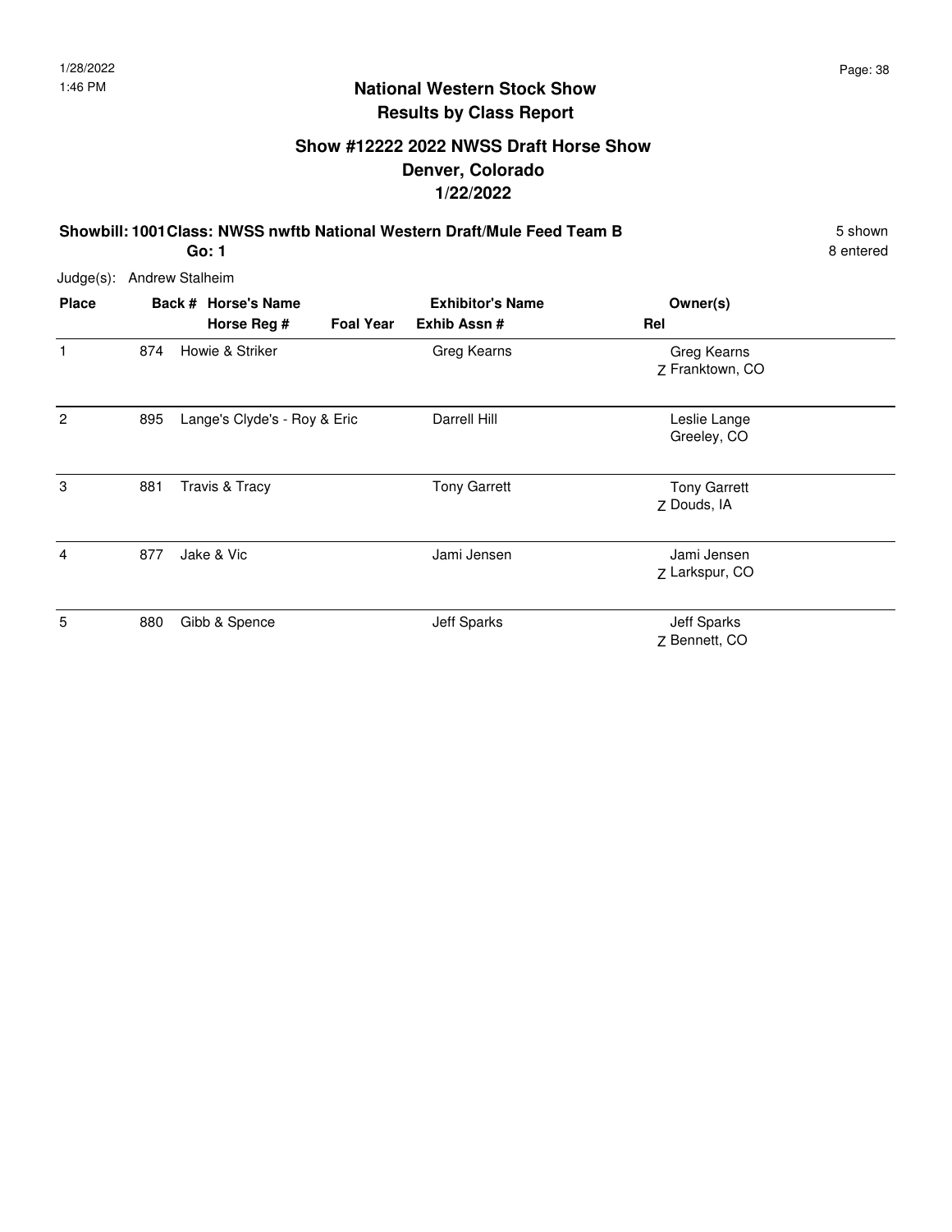1/28/2022
1:46 PM

## National Western Stock Show
## Results by Class Report

### Show #12222 2022 NWSS Draft Horse Show
### Denver, Colorado
### 1/22/2022

**Showbill: 1001 Class: NWSS nwftb National Western Draft/Mule Feed Team B** — 5 shown

**Go: 1** — 8 entered

Judge(s): Andrew Stalheim

| Place | Back # | Horse's Name / Horse Reg # | Foal Year | Exhibitor's Name / Exhib Assn # | Rel | Owner(s) |
|---|---|---|---|---|---|---|
| 1 | 874 | Howie & Striker | | Greg Kearns | Z | Greg Kearns<br>Franktown, CO |
| 2 | 895 | Lange's Clyde's - Roy & Eric | | Darrell Hill | | Leslie Lange<br>Greeley, CO |
| 3 | 881 | Travis & Tracy | | Tony Garrett | Z | Tony Garrett<br>Douds, IA |
| 4 | 877 | Jake & Vic | | Jami Jensen | Z | Jami Jensen<br>Larkspur, CO |
| 5 | 880 | Gibb & Spence | | Jeff Sparks | Z | Jeff Sparks<br>Bennett, CO |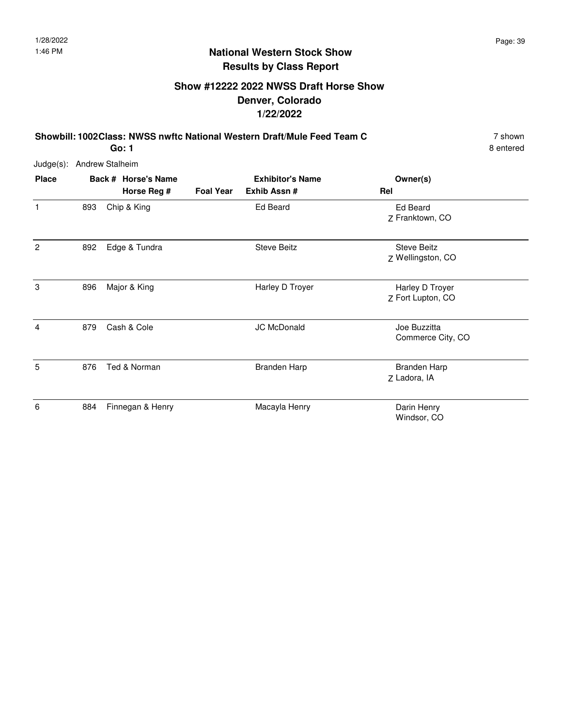## National Western Stock Show
## Results by Class Report

### Show #12222 2022 NWSS Draft Horse Show
### Denver, Colorado
### 1/22/2022

**Showbill: 1002 Class: NWSS nwftc National Western Draft/Mule Feed Team C** — 7 shown, 8 entered

**Go: 1**

Judge(s): Andrew Stalheim

| Place | Back # | Horse's Name / Horse Reg # | Foal Year | Exhibitor's Name / Exhib Assn # | Rel | Owner(s) |
|---|---|---|---|---|---|---|
| 1 | 893 | Chip & King | | Ed Beard | Z | Ed Beard, Franktown, CO |
| 2 | 892 | Edge & Tundra | | Steve Beitz | Z | Steve Beitz, Wellingston, CO |
| 3 | 896 | Major & King | | Harley D Troyer | Z | Harley D Troyer, Fort Lupton, CO |
| 4 | 879 | Cash & Cole | | JC McDonald | | Joe Buzzitta, Commerce City, CO |
| 5 | 876 | Ted & Norman | | Branden Harp | Z | Branden Harp, Ladora, IA |
| 6 | 884 | Finnegan & Henry | | Macayla Henry | | Darin Henry, Windsor, CO |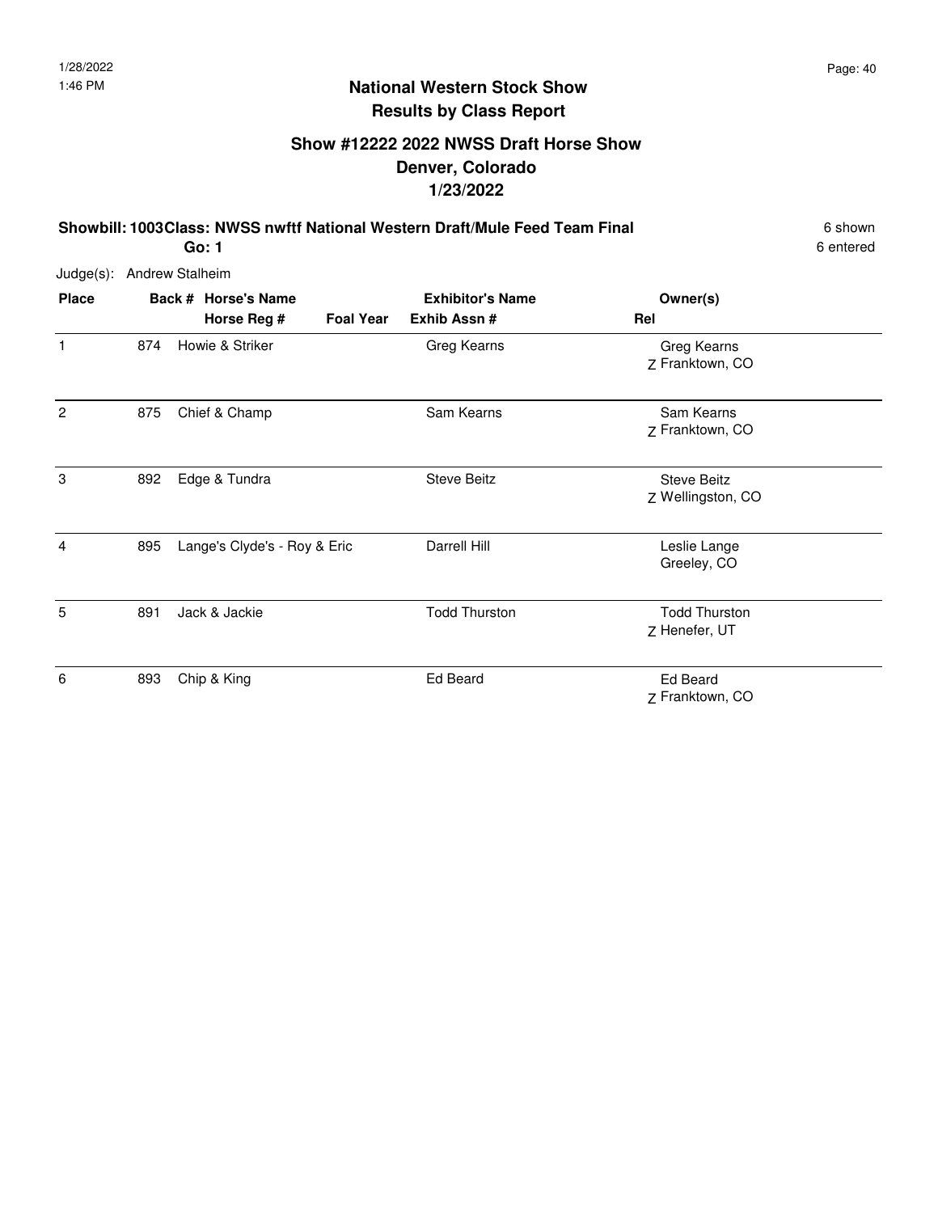# National Western Stock Show
## Results by Class Report

### Show #12222 2022 NWSS Draft Horse Show
### Denver, Colorado
### 1/23/2022

**Showbill: 1003 Class: NWSS nwftf National Western Draft/Mule Feed Team Final** — 6 shown

**Go: 1** — 6 entered

Judge(s): Andrew Stalheim

| Place | Back # | Horse's Name / Horse Reg # | Foal Year | Exhibitor's Name / Exhib Assn # | Rel | Owner(s) |
|---|---|---|---|---|---|---|
| 1 | 874 | Howie & Striker | | Greg Kearns | Z | Greg Kearns, Franktown, CO |
| 2 | 875 | Chief & Champ | | Sam Kearns | Z | Sam Kearns, Franktown, CO |
| 3 | 892 | Edge & Tundra | | Steve Beitz | Z | Steve Beitz, Wellingston, CO |
| 4 | 895 | Lange's Clyde's - Roy & Eric | | Darrell Hill | | Leslie Lange, Greeley, CO |
| 5 | 891 | Jack & Jackie | | Todd Thurston | Z | Todd Thurston, Henefer, UT |
| 6 | 893 | Chip & King | | Ed Beard | Z | Ed Beard, Franktown, CO |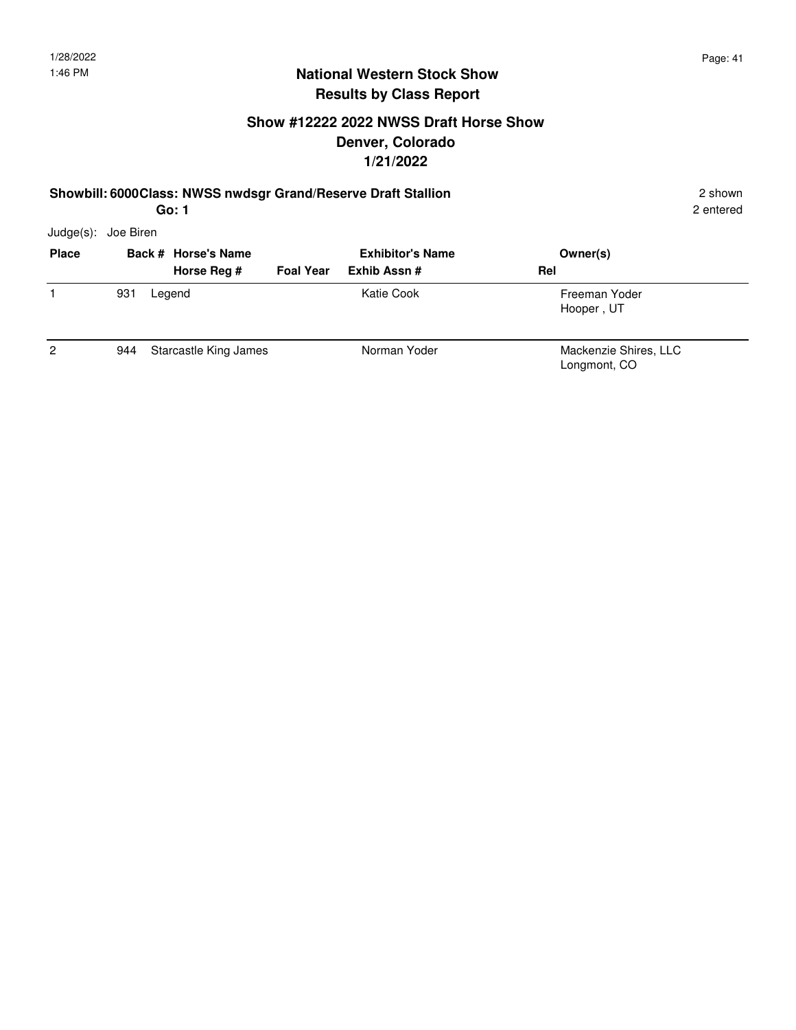## National Western Stock Show
## Results by Class Report

### Show #12222 2022 NWSS Draft Horse Show
### Denver, Colorado
### 1/21/2022

**Showbill: 6000 Class: NWSS nwdsgr Grand/Reserve Draft Stallion** 2 shown

**Go: 1** 2 entered

Judge(s): Joe Biren

| Place | Back # | Horse's Name / Horse Reg # | Foal Year | Exhibitor's Name / Exhib Assn # | Rel | Owner(s) |
|---|---|---|---|---|---|---|
| 1 | 931 | Legend | | Katie Cook | | Freeman Yoder<br>Hooper , UT |
| 2 | 944 | Starcastle King James | | Norman Yoder | | Mackenzie Shires, LLC<br>Longmont, CO |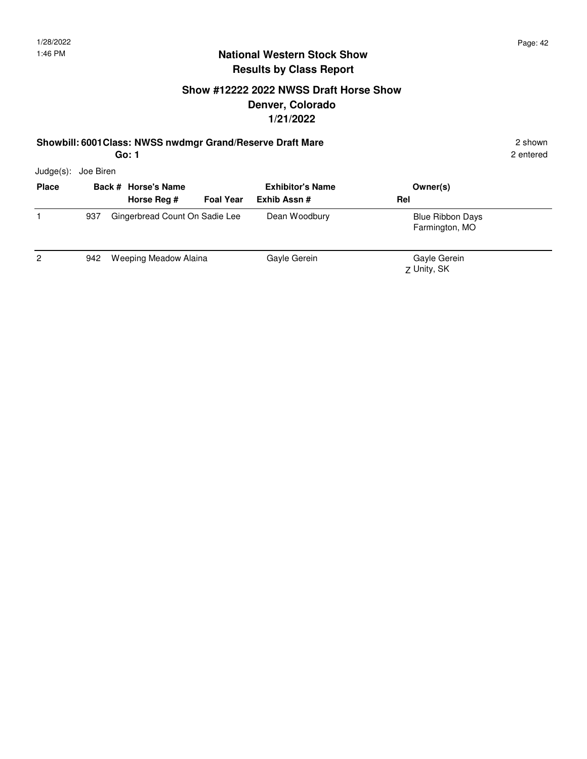# National Western Stock Show
## Results by Class Report

### Show #12222 2022 NWSS Draft Horse Show
### Denver, Colorado
### 1/21/2022

**Showbill: 6001 Class: NWSS nwdmgr Grand/Reserve Draft Mare** — 2 shown, 2 entered

**Go: 1**

Judge(s): Joe Biren

| Place | Back # | Horse's Name / Horse Reg # | Foal Year | Exhibitor's Name / Exhib Assn # | Rel | Owner(s) |
|---|---|---|---|---|---|---|
| 1 | 937 | Gingerbread Count On Sadie Lee | | Dean Woodbury | | Blue Ribbon Days<br>Farmington, MO |
| 2 | 942 | Weeping Meadow Alaina | | Gayle Gerein | Z | Gayle Gerein<br>Unity, SK |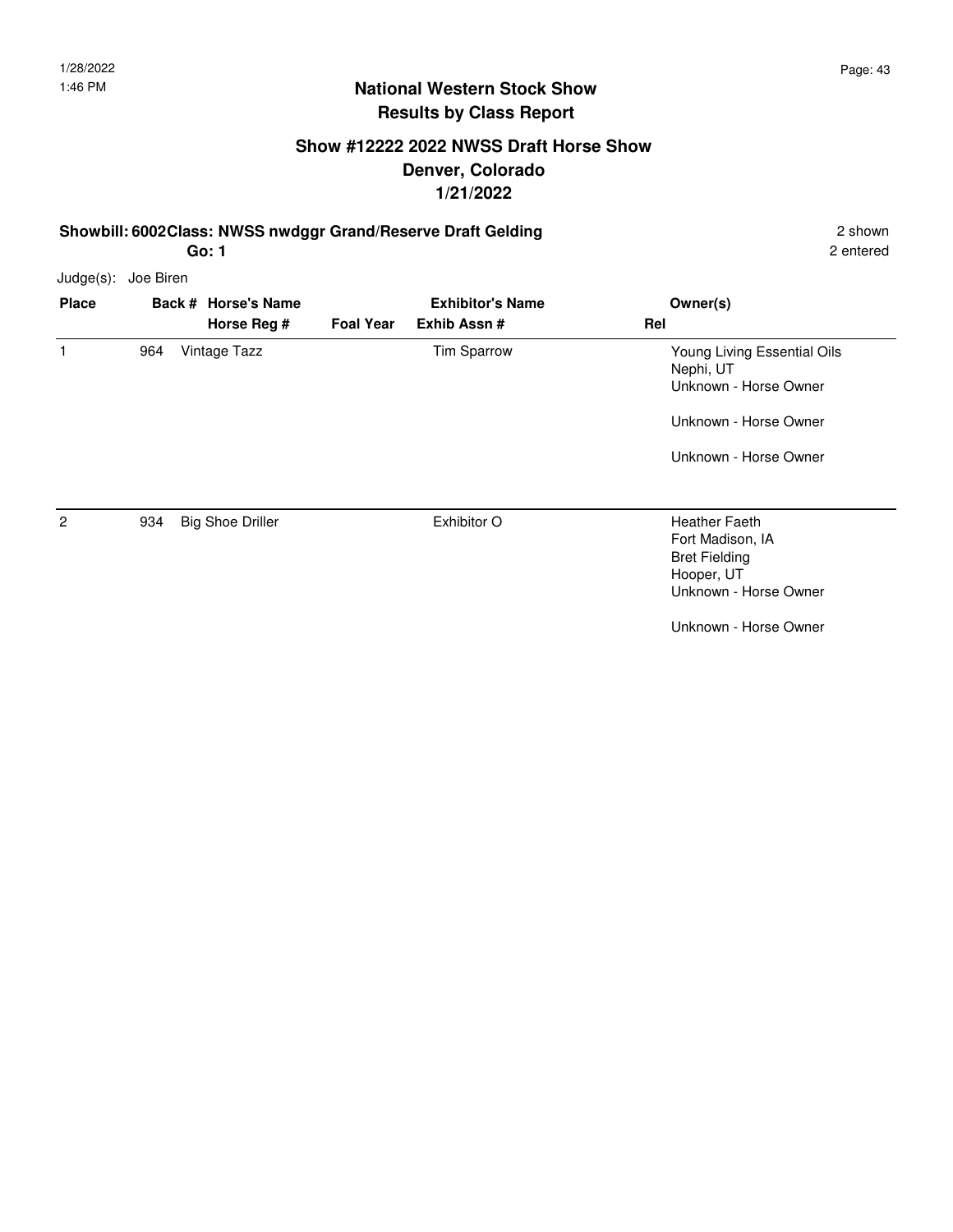## National Western Stock Show
## Results by Class Report

### Show #12222 2022 NWSS Draft Horse Show
### Denver, Colorado
### 1/21/2022

**Showbill: 6002 Class: NWSS nwdggr Grand/Reserve Draft Gelding** 2 shown

**Go: 1** 2 entered

Judge(s): Joe Biren

| Place | Back # | Horse's Name / Horse Reg # | Foal Year | Exhibitor's Name / Exhib Assn # | Rel | Owner(s) |
|---|---|---|---|---|---|---|
| 1 | 964 | Vintage Tazz | | Tim Sparrow | | Young Living Essential Oils<br>Nephi, UT<br>Unknown - Horse Owner<br><br>Unknown - Horse Owner<br><br>Unknown - Horse Owner |
| 2 | 934 | Big Shoe Driller | | Exhibitor O | | Heather Faeth<br>Fort Madison, IA<br>Bret Fielding<br>Hooper, UT<br>Unknown - Horse Owner<br><br>Unknown - Horse Owner |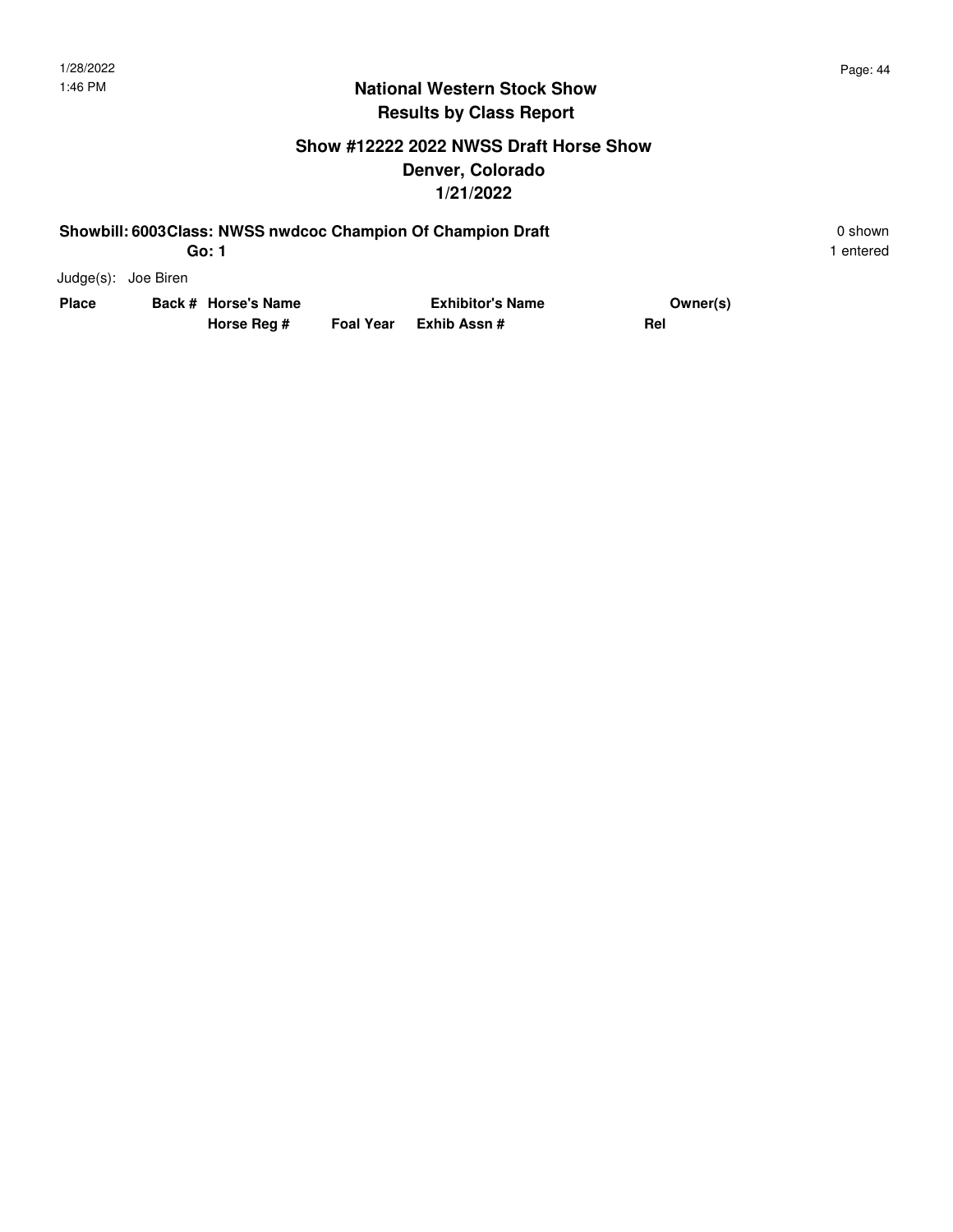# National Western Stock Show
## Results by Class Report

### Show #12222 2022 NWSS Draft Horse Show
### Denver, Colorado
### 1/21/2022

**Showbill: 6003 Class: NWSS nwdcoc Champion Of Champion Draft** — 0 shown

**Go: 1** — 1 entered

Judge(s): Joe Biren

| Place | Back # | Horse's Name / Horse Reg # | Foal Year | Exhibitor's Name / Exhib Assn # | Owner(s) / Rel |
|---|---|---|---|---|---|